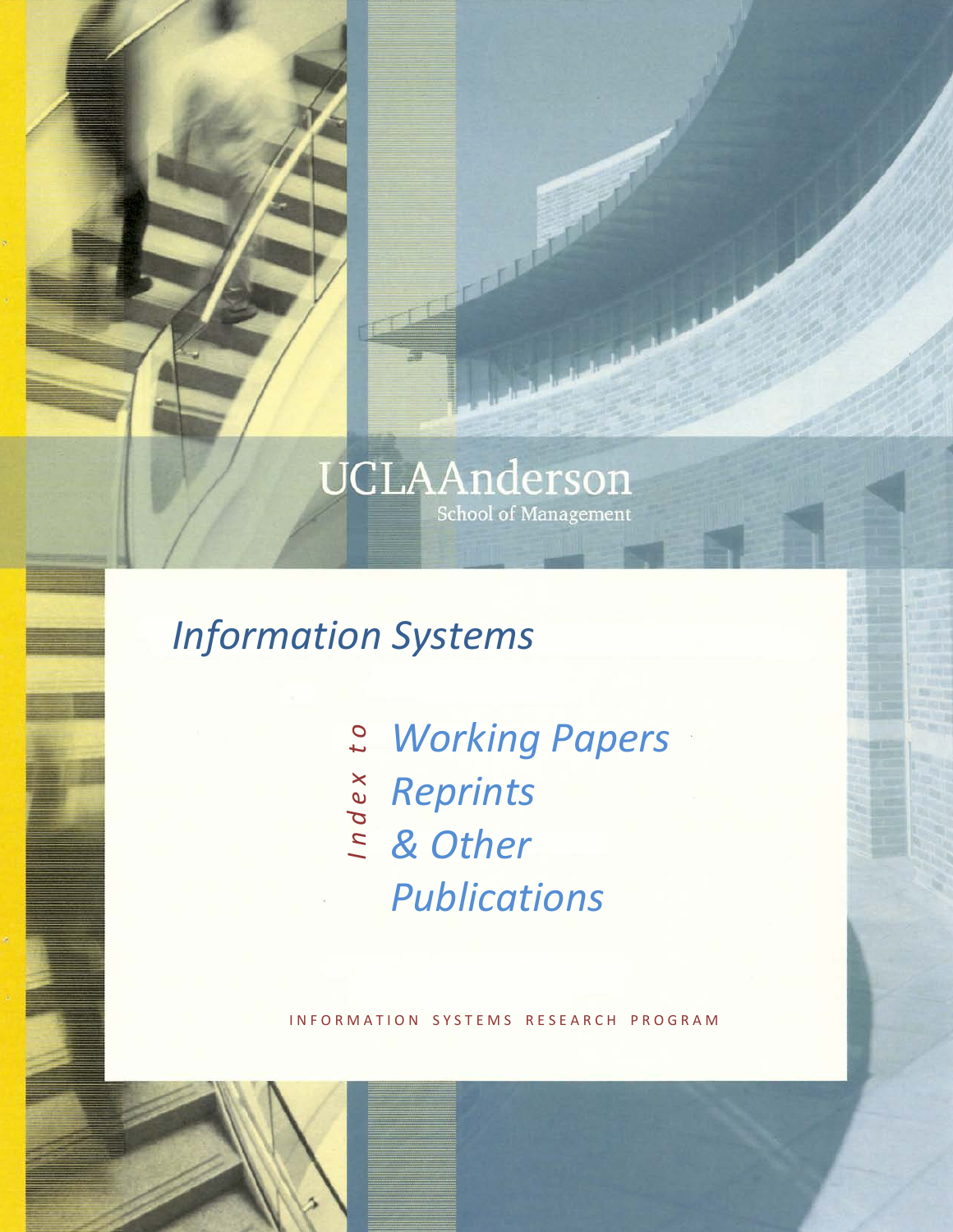UCLAAnderson
School of Management

# Information Systems

*Index to*

## *Working Papers*
## *Reprints*
## *& Other*
## *Publications*

INFORMATION SYSTEMS RESEARCH PROGRAM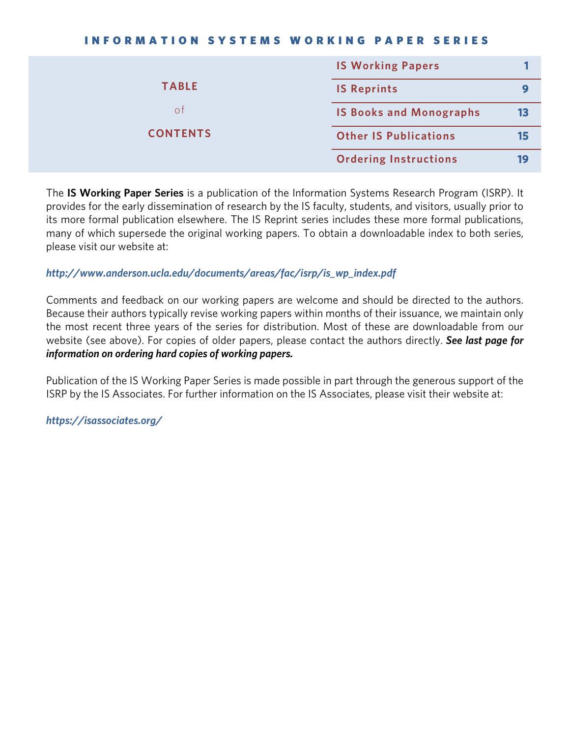# INFORMATION SYSTEMS WORKING PAPER SERIES

## TABLE of CONTENTS

| | |
|---|---|
| IS Working Papers | 1 |
| IS Reprints | 9 |
| IS Books and Monographs | 13 |
| Other IS Publications | 15 |
| Ordering Instructions | 19 |

The **IS Working Paper Series** is a publication of the Information Systems Research Program (ISRP). It provides for the early dissemination of research by the IS faculty, students, and visitors, usually prior to its more formal publication elsewhere. The IS Reprint series includes these more formal publications, many of which supersede the original working papers. To obtain a downloadable index to both series, please visit our website at:

***http://www.anderson.ucla.edu/documents/areas/fac/isrp/is_wp_index.pdf***

Comments and feedback on our working papers are welcome and should be directed to the authors. Because their authors typically revise working papers within months of their issuance, we maintain only the most recent three years of the series for distribution. Most of these are downloadable from our website (see above). For copies of older papers, please contact the authors directly. ***See last page for information on ordering hard copies of working papers.***

Publication of the IS Working Paper Series is made possible in part through the generous support of the ISRP by the IS Associates. For further information on the IS Associates, please visit their website at:

***https://isassociates.org/***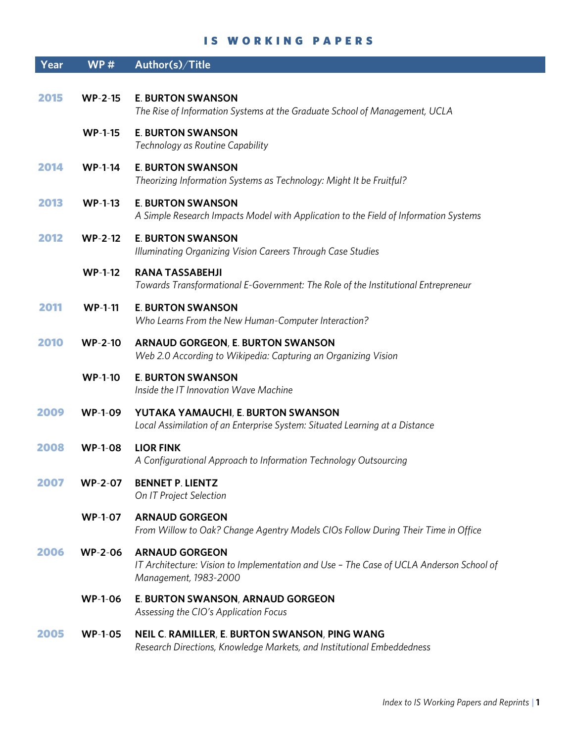# IS WORKING PAPERS

| Year | WP # | Author(s)/Title |
|---|---|---|
| 2015 | WP-2-15 | **E. BURTON SWANSON**<br>*The Rise of Information Systems at the Graduate School of Management, UCLA* |
| | WP-1-15 | **E. BURTON SWANSON**<br>*Technology as Routine Capability* |
| 2014 | WP-1-14 | **E. BURTON SWANSON**<br>*Theorizing Information Systems as Technology: Might It be Fruitful?* |
| 2013 | WP-1-13 | **E. BURTON SWANSON**<br>*A Simple Research Impacts Model with Application to the Field of Information Systems* |
| 2012 | WP-2-12 | **E. BURTON SWANSON**<br>*Illuminating Organizing Vision Careers Through Case Studies* |
| | WP-1-12 | **RANA TASSABEHJI**<br>*Towards Transformational E-Government: The Role of the Institutional Entrepreneur* |
| 2011 | WP-1-11 | **E. BURTON SWANSON**<br>*Who Learns From the New Human-Computer Interaction?* |
| 2010 | WP-2-10 | **ARNAUD GORGEON, E. BURTON SWANSON**<br>*Web 2.0 According to Wikipedia: Capturing an Organizing Vision* |
| | WP-1-10 | **E. BURTON SWANSON**<br>*Inside the IT Innovation Wave Machine* |
| 2009 | WP-1-09 | **YUTAKA YAMAUCHI, E. BURTON SWANSON**<br>*Local Assimilation of an Enterprise System: Situated Learning at a Distance* |
| 2008 | WP-1-08 | **LIOR FINK**<br>*A Configurational Approach to Information Technology Outsourcing* |
| 2007 | WP-2-07 | **BENNET P. LIENTZ**<br>*On IT Project Selection* |
| | WP-1-07 | **ARNAUD GORGEON**<br>*From Willow to Oak? Change Agentry Models CIOs Follow During Their Time in Office* |
| 2006 | WP-2-06 | **ARNAUD GORGEON**<br>*IT Architecture: Vision to Implementation and Use – The Case of UCLA Anderson School of Management, 1983-2000* |
| | WP-1-06 | **E. BURTON SWANSON, ARNAUD GORGEON**<br>*Assessing the CIO's Application Focus* |
| 2005 | WP-1-05 | **NEIL C. RAMILLER, E. BURTON SWANSON, PING WANG**<br>*Research Directions, Knowledge Markets, and Institutional Embeddedness* |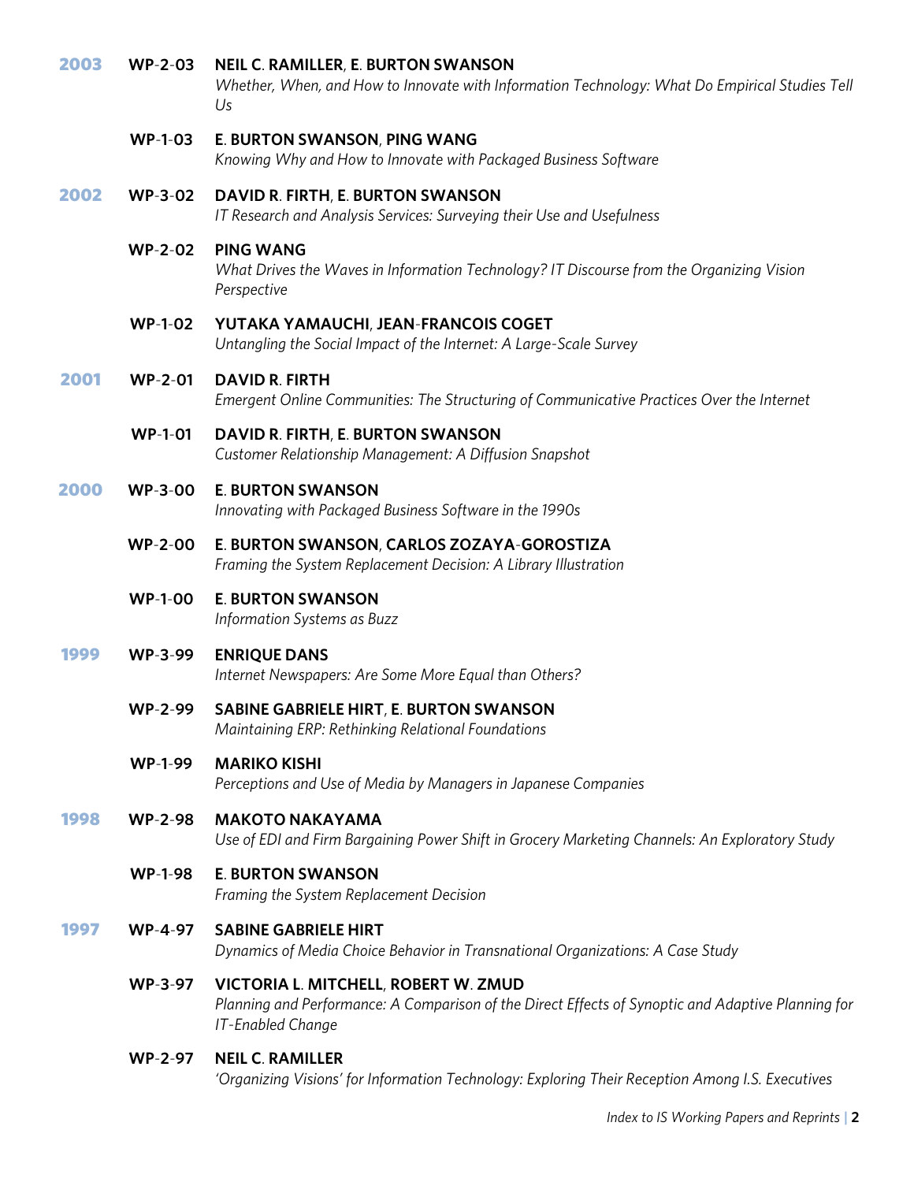**2003**

**WP-2-03** **NEIL C. RAMILLER, E. BURTON SWANSON**
*Whether, When, and How to Innovate with Information Technology: What Do Empirical Studies Tell Us*

**WP-1-03** **E. BURTON SWANSON, PING WANG**
*Knowing Why and How to Innovate with Packaged Business Software*

**2002**

**WP-3-02** **DAVID R. FIRTH, E. BURTON SWANSON**
*IT Research and Analysis Services: Surveying their Use and Usefulness*

**WP-2-02** **PING WANG**
*What Drives the Waves in Information Technology? IT Discourse from the Organizing Vision Perspective*

**WP-1-02** **YUTAKA YAMAUCHI, JEAN-FRANCOIS COGET**
*Untangling the Social Impact of the Internet: A Large-Scale Survey*

**2001**

**WP-2-01** **DAVID R. FIRTH**
*Emergent Online Communities: The Structuring of Communicative Practices Over the Internet*

**WP-1-01** **DAVID R. FIRTH, E. BURTON SWANSON**
*Customer Relationship Management: A Diffusion Snapshot*

**2000**

**WP-3-00** **E. BURTON SWANSON**
*Innovating with Packaged Business Software in the 1990s*

**WP-2-00** **E. BURTON SWANSON, CARLOS ZOZAYA-GOROSTIZA**
*Framing the System Replacement Decision: A Library Illustration*

**WP-1-00** **E. BURTON SWANSON**
*Information Systems as Buzz*

**1999**

**WP-3-99** **ENRIQUE DANS**
*Internet Newspapers: Are Some More Equal than Others?*

**WP-2-99** **SABINE GABRIELE HIRT, E. BURTON SWANSON**
*Maintaining ERP: Rethinking Relational Foundations*

**WP-1-99** **MARIKO KISHI**
*Perceptions and Use of Media by Managers in Japanese Companies*

**1998**

**WP-2-98** **MAKOTO NAKAYAMA**
*Use of EDI and Firm Bargaining Power Shift in Grocery Marketing Channels: An Exploratory Study*

**WP-1-98** **E. BURTON SWANSON**
*Framing the System Replacement Decision*

**1997**

**WP-4-97** **SABINE GABRIELE HIRT**
*Dynamics of Media Choice Behavior in Transnational Organizations: A Case Study*

**WP-3-97** **VICTORIA L. MITCHELL, ROBERT W. ZMUD**
*Planning and Performance: A Comparison of the Direct Effects of Synoptic and Adaptive Planning for IT-Enabled Change*

**WP-2-97** **NEIL C. RAMILLER**
*'Organizing Visions' for Information Technology: Exploring Their Reception Among I.S. Executives*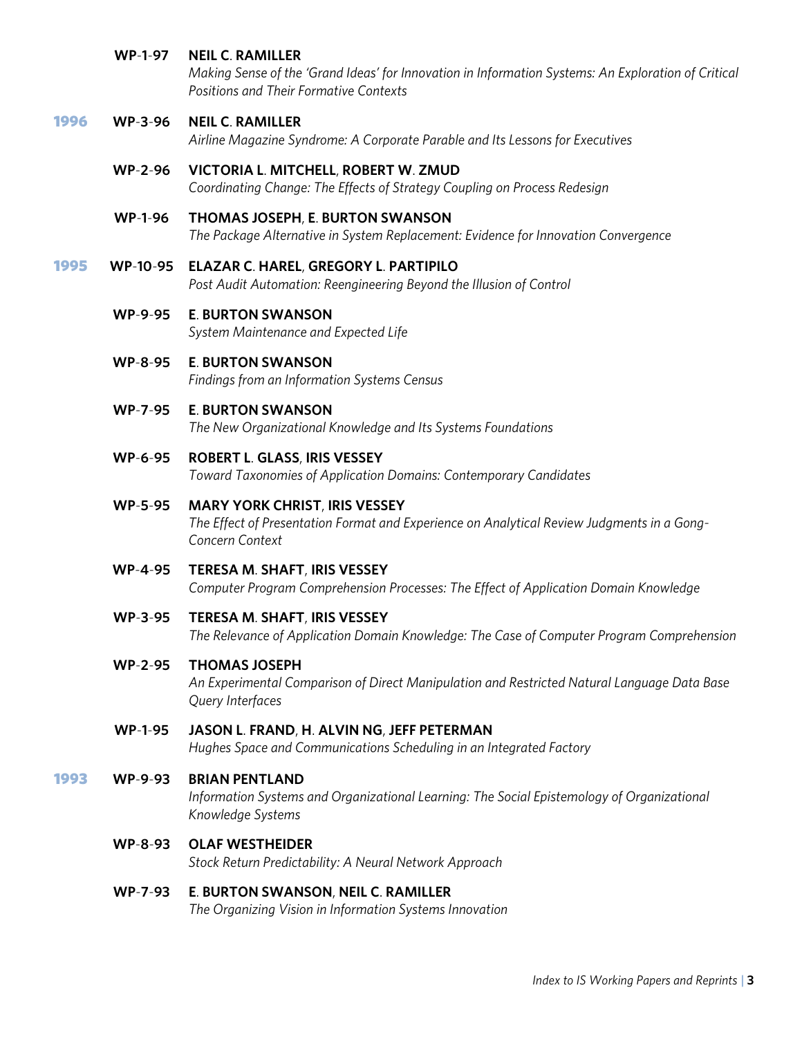**WP-1-97** **NEIL C. RAMILLER**
*Making Sense of the 'Grand Ideas' for Innovation in Information Systems: An Exploration of Critical Positions and Their Formative Contexts*

## 1996

**WP-3-96** **NEIL C. RAMILLER**
*Airline Magazine Syndrome: A Corporate Parable and Its Lessons for Executives*

**WP-2-96** **VICTORIA L. MITCHELL, ROBERT W. ZMUD**
*Coordinating Change: The Effects of Strategy Coupling on Process Redesign*

**WP-1-96** **THOMAS JOSEPH, E. BURTON SWANSON**
*The Package Alternative in System Replacement: Evidence for Innovation Convergence*

## 1995

**WP-10-95** **ELAZAR C. HAREL, GREGORY L. PARTIPILO**
*Post Audit Automation: Reengineering Beyond the Illusion of Control*

**WP-9-95** **E. BURTON SWANSON**
*System Maintenance and Expected Life*

**WP-8-95** **E. BURTON SWANSON**
*Findings from an Information Systems Census*

**WP-7-95** **E. BURTON SWANSON**
*The New Organizational Knowledge and Its Systems Foundations*

**WP-6-95** **ROBERT L. GLASS, IRIS VESSEY**
*Toward Taxonomies of Application Domains: Contemporary Candidates*

**WP-5-95** **MARY YORK CHRIST, IRIS VESSEY**
*The Effect of Presentation Format and Experience on Analytical Review Judgments in a Gong-Concern Context*

**WP-4-95** **TERESA M. SHAFT, IRIS VESSEY**
*Computer Program Comprehension Processes: The Effect of Application Domain Knowledge*

**WP-3-95** **TERESA M. SHAFT, IRIS VESSEY**
*The Relevance of Application Domain Knowledge: The Case of Computer Program Comprehension*

**WP-2-95** **THOMAS JOSEPH**
*An Experimental Comparison of Direct Manipulation and Restricted Natural Language Data Base Query Interfaces*

**WP-1-95** **JASON L. FRAND, H. ALVIN NG, JEFF PETERMAN**
*Hughes Space and Communications Scheduling in an Integrated Factory*

## 1993

**WP-9-93** **BRIAN PENTLAND**
*Information Systems and Organizational Learning: The Social Epistemology of Organizational Knowledge Systems*

**WP-8-93** **OLAF WESTHEIDER**
*Stock Return Predictability: A Neural Network Approach*

**WP-7-93** **E. BURTON SWANSON, NEIL C. RAMILLER**
*The Organizing Vision in Information Systems Innovation*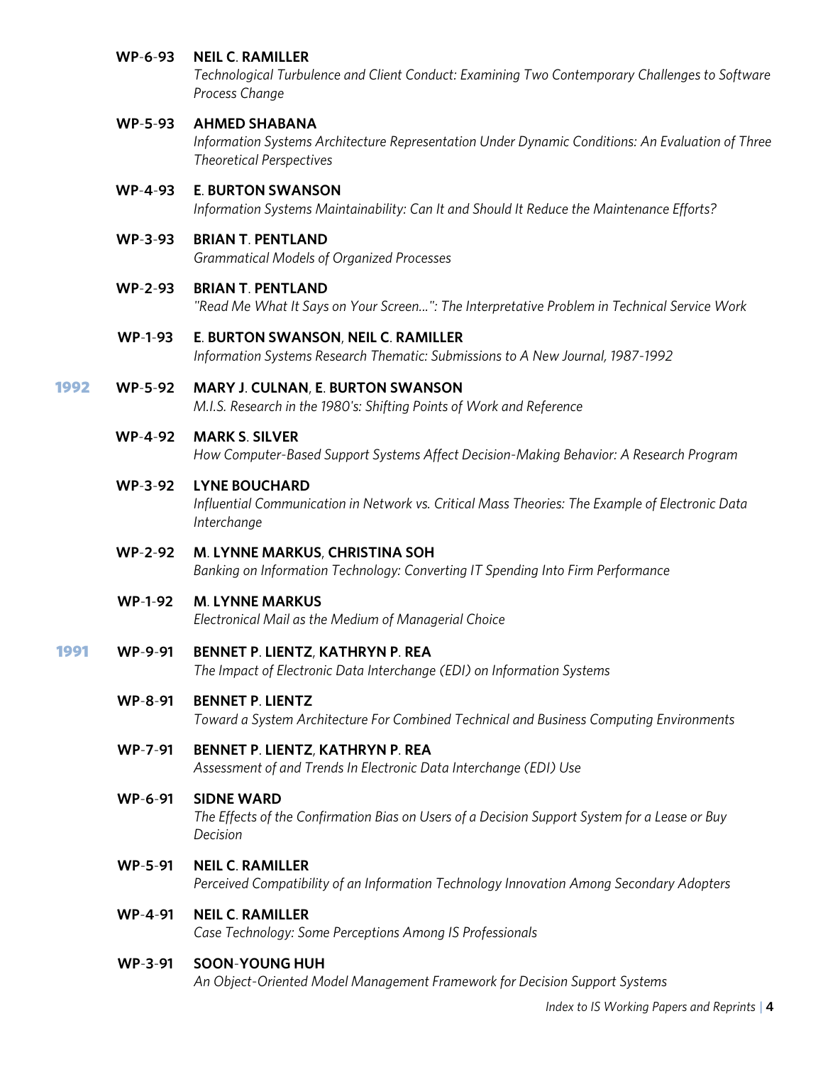**WP-6-93** **NEIL C. RAMILLER**
*Technological Turbulence and Client Conduct: Examining Two Contemporary Challenges to Software Process Change*

**WP-5-93** **AHMED SHABANA**
*Information Systems Architecture Representation Under Dynamic Conditions: An Evaluation of Three Theoretical Perspectives*

**WP-4-93** **E. BURTON SWANSON**
*Information Systems Maintainability: Can It and Should It Reduce the Maintenance Efforts?*

**WP-3-93** **BRIAN T. PENTLAND**
*Grammatical Models of Organized Processes*

**WP-2-93** **BRIAN T. PENTLAND**
*"Read Me What It Says on Your Screen...": The Interpretative Problem in Technical Service Work*

**WP-1-93** **E. BURTON SWANSON, NEIL C. RAMILLER**
*Information Systems Research Thematic: Submissions to A New Journal, 1987-1992*

## 1992

**WP-5-92** **MARY J. CULNAN, E. BURTON SWANSON**
*M.I.S. Research in the 1980's: Shifting Points of Work and Reference*

**WP-4-92** **MARK S. SILVER**
*How Computer-Based Support Systems Affect Decision-Making Behavior: A Research Program*

**WP-3-92** **LYNE BOUCHARD**
*Influential Communication in Network vs. Critical Mass Theories: The Example of Electronic Data Interchange*

**WP-2-92** **M. LYNNE MARKUS, CHRISTINA SOH**
*Banking on Information Technology: Converting IT Spending Into Firm Performance*

**WP-1-92** **M. LYNNE MARKUS**
*Electronical Mail as the Medium of Managerial Choice*

## 1991

**WP-9-91** **BENNET P. LIENTZ, KATHRYN P. REA**
*The Impact of Electronic Data Interchange (EDI) on Information Systems*

**WP-8-91** **BENNET P. LIENTZ**
*Toward a System Architecture For Combined Technical and Business Computing Environments*

**WP-7-91** **BENNET P. LIENTZ, KATHRYN P. REA**
*Assessment of and Trends In Electronic Data Interchange (EDI) Use*

**WP-6-91** **SIDNE WARD**
*The Effects of the Confirmation Bias on Users of a Decision Support System for a Lease or Buy Decision*

**WP-5-91** **NEIL C. RAMILLER**
*Perceived Compatibility of an Information Technology Innovation Among Secondary Adopters*

**WP-4-91** **NEIL C. RAMILLER**
*Case Technology: Some Perceptions Among IS Professionals*

**WP-3-91** **SOON-YOUNG HUH**
*An Object-Oriented Model Management Framework for Decision Support Systems*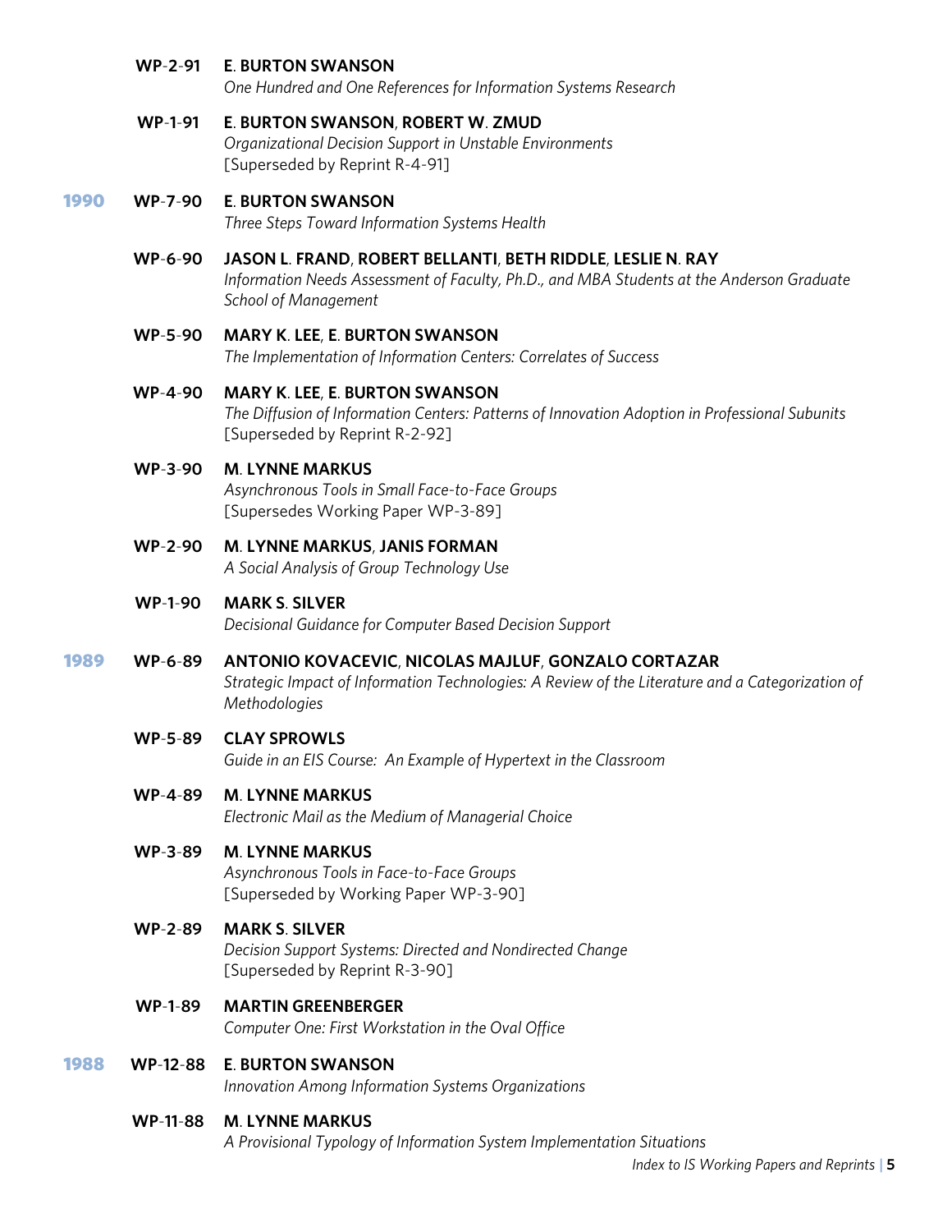**WP-2-91** **E. BURTON SWANSON**
*One Hundred and One References for Information Systems Research*

**WP-1-91** **E. BURTON SWANSON, ROBERT W. ZMUD**
*Organizational Decision Support in Unstable Environments*
[Superseded by Reprint R-4-91]

## 1990

**WP-7-90** **E. BURTON SWANSON**
*Three Steps Toward Information Systems Health*

**WP-6-90** **JASON L. FRAND, ROBERT BELLANTI, BETH RIDDLE, LESLIE N. RAY**
*Information Needs Assessment of Faculty, Ph.D., and MBA Students at the Anderson Graduate School of Management*

**WP-5-90** **MARY K. LEE, E. BURTON SWANSON**
*The Implementation of Information Centers: Correlates of Success*

**WP-4-90** **MARY K. LEE, E. BURTON SWANSON**
*The Diffusion of Information Centers: Patterns of Innovation Adoption in Professional Subunits*
[Superseded by Reprint R-2-92]

**WP-3-90** **M. LYNNE MARKUS**
*Asynchronous Tools in Small Face-to-Face Groups*
[Supersedes Working Paper WP-3-89]

**WP-2-90** **M. LYNNE MARKUS, JANIS FORMAN**
*A Social Analysis of Group Technology Use*

**WP-1-90** **MARK S. SILVER**
*Decisional Guidance for Computer Based Decision Support*

## 1989

**WP-6-89** **ANTONIO KOVACEVIC, NICOLAS MAJLUF, GONZALO CORTAZAR**
*Strategic Impact of Information Technologies: A Review of the Literature and a Categorization of Methodologies*

**WP-5-89** **CLAY SPROWLS**
*Guide in an EIS Course: An Example of Hypertext in the Classroom*

**WP-4-89** **M. LYNNE MARKUS**
*Electronic Mail as the Medium of Managerial Choice*

**WP-3-89** **M. LYNNE MARKUS**
*Asynchronous Tools in Face-to-Face Groups*
[Superseded by Working Paper WP-3-90]

**WP-2-89** **MARK S. SILVER**
*Decision Support Systems: Directed and Nondirected Change*
[Superseded by Reprint R-3-90]

**WP-1-89** **MARTIN GREENBERGER**
*Computer One: First Workstation in the Oval Office*

## 1988

**WP-12-88** **E. BURTON SWANSON**
*Innovation Among Information Systems Organizations*

**WP-11-88** **M. LYNNE MARKUS**
*A Provisional Typology of Information System Implementation Situations*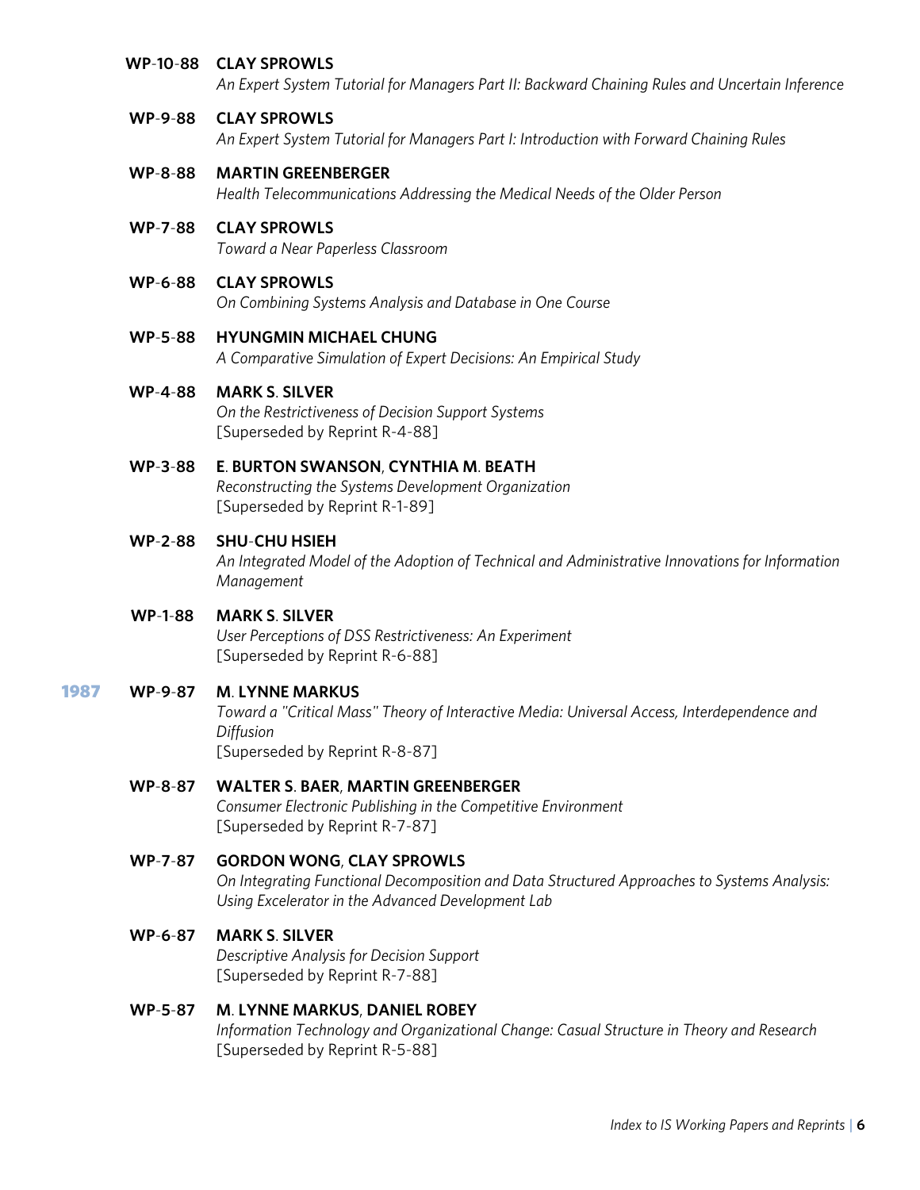**WP-10-88** **CLAY SPROWLS**
*An Expert System Tutorial for Managers Part II: Backward Chaining Rules and Uncertain Inference*

**WP-9-88** **CLAY SPROWLS**
*An Expert System Tutorial for Managers Part I: Introduction with Forward Chaining Rules*

**WP-8-88** **MARTIN GREENBERGER**
*Health Telecommunications Addressing the Medical Needs of the Older Person*

**WP-7-88** **CLAY SPROWLS**
*Toward a Near Paperless Classroom*

**WP-6-88** **CLAY SPROWLS**
*On Combining Systems Analysis and Database in One Course*

**WP-5-88** **HYUNGMIN MICHAEL CHUNG**
*A Comparative Simulation of Expert Decisions: An Empirical Study*

**WP-4-88** **MARK S. SILVER**
*On the Restrictiveness of Decision Support Systems*
[Superseded by Reprint R-4-88]

**WP-3-88** **E. BURTON SWANSON**, **CYNTHIA M. BEATH**
*Reconstructing the Systems Development Organization*
[Superseded by Reprint R-1-89]

**WP-2-88** **SHU-CHU HSIEH**
*An Integrated Model of the Adoption of Technical and Administrative Innovations for Information Management*

**WP-1-88** **MARK S. SILVER**
*User Perceptions of DSS Restrictiveness: An Experiment*
[Superseded by Reprint R-6-88]

## 1987

**WP-9-87** **M. LYNNE MARKUS**
*Toward a "Critical Mass" Theory of Interactive Media: Universal Access, Interdependence and Diffusion*
[Superseded by Reprint R-8-87]

**WP-8-87** **WALTER S. BAER**, **MARTIN GREENBERGER**
*Consumer Electronic Publishing in the Competitive Environment*
[Superseded by Reprint R-7-87]

**WP-7-87** **GORDON WONG**, **CLAY SPROWLS**
*On Integrating Functional Decomposition and Data Structured Approaches to Systems Analysis: Using Excelerator in the Advanced Development Lab*

**WP-6-87** **MARK S. SILVER**
*Descriptive Analysis for Decision Support*
[Superseded by Reprint R-7-88]

**WP-5-87** **M. LYNNE MARKUS**, **DANIEL ROBEY**
*Information Technology and Organizational Change: Casual Structure in Theory and Research*
[Superseded by Reprint R-5-88]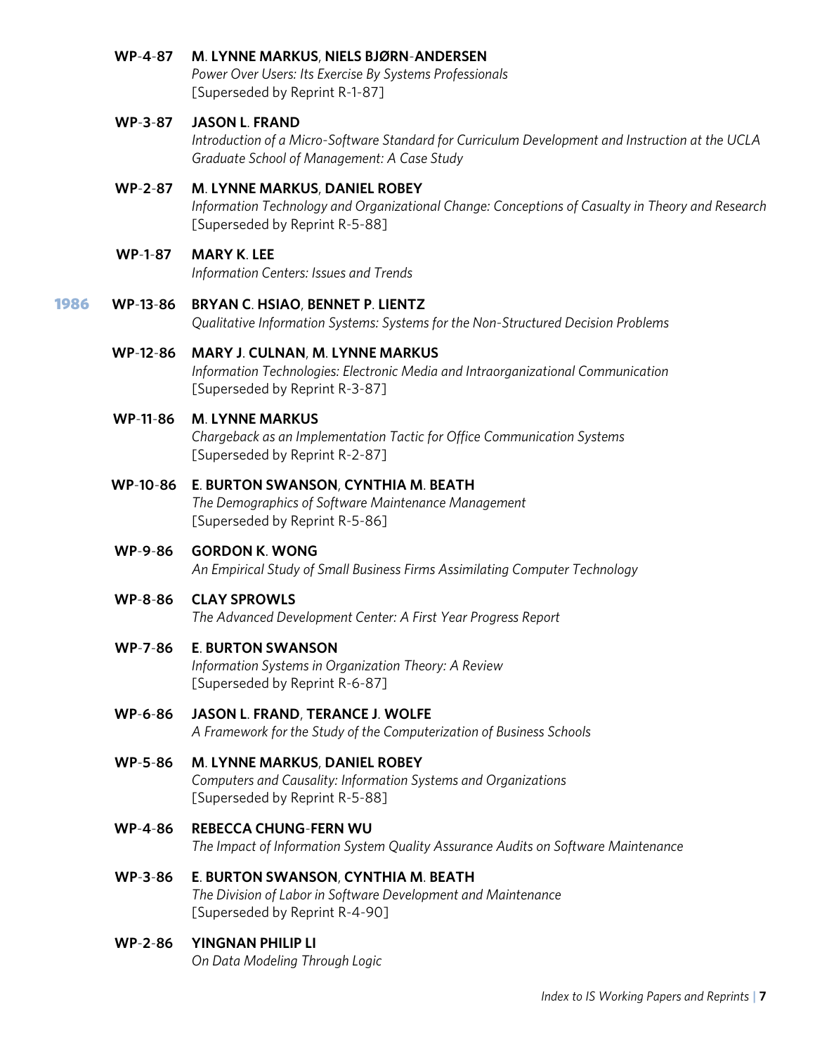**WP-4-87** **M. LYNNE MARKUS, NIELS BJØRN-ANDERSEN**
*Power Over Users: Its Exercise By Systems Professionals*
[Superseded by Reprint R-1-87]

**WP-3-87** **JASON L. FRAND**
*Introduction of a Micro-Software Standard for Curriculum Development and Instruction at the UCLA Graduate School of Management: A Case Study*

**WP-2-87** **M. LYNNE MARKUS, DANIEL ROBEY**
*Information Technology and Organizational Change: Conceptions of Casualty in Theory and Research*
[Superseded by Reprint R-5-88]

**WP-1-87** **MARY K. LEE**
*Information Centers: Issues and Trends*

## 1986

**WP-13-86** **BRYAN C. HSIAO, BENNET P. LIENTZ**
*Qualitative Information Systems: Systems for the Non-Structured Decision Problems*

**WP-12-86** **MARY J. CULNAN, M. LYNNE MARKUS**
*Information Technologies: Electronic Media and Intraorganizational Communication*
[Superseded by Reprint R-3-87]

**WP-11-86** **M. LYNNE MARKUS**
*Chargeback as an Implementation Tactic for Office Communication Systems*
[Superseded by Reprint R-2-87]

**WP-10-86** **E. BURTON SWANSON, CYNTHIA M. BEATH**
*The Demographics of Software Maintenance Management*
[Superseded by Reprint R-5-86]

**WP-9-86** **GORDON K. WONG**
*An Empirical Study of Small Business Firms Assimilating Computer Technology*

**WP-8-86** **CLAY SPROWLS**
*The Advanced Development Center: A First Year Progress Report*

**WP-7-86** **E. BURTON SWANSON**
*Information Systems in Organization Theory: A Review*
[Superseded by Reprint R-6-87]

**WP-6-86** **JASON L. FRAND, TERANCE J. WOLFE**
*A Framework for the Study of the Computerization of Business Schools*

**WP-5-86** **M. LYNNE MARKUS, DANIEL ROBEY**
*Computers and Causality: Information Systems and Organizations*
[Superseded by Reprint R-5-88]

**WP-4-86** **REBECCA CHUNG-FERN WU**
*The Impact of Information System Quality Assurance Audits on Software Maintenance*

**WP-3-86** **E. BURTON SWANSON, CYNTHIA M. BEATH**
*The Division of Labor in Software Development and Maintenance*
[Superseded by Reprint R-4-90]

**WP-2-86** **YINGNAN PHILIP LI**
*On Data Modeling Through Logic*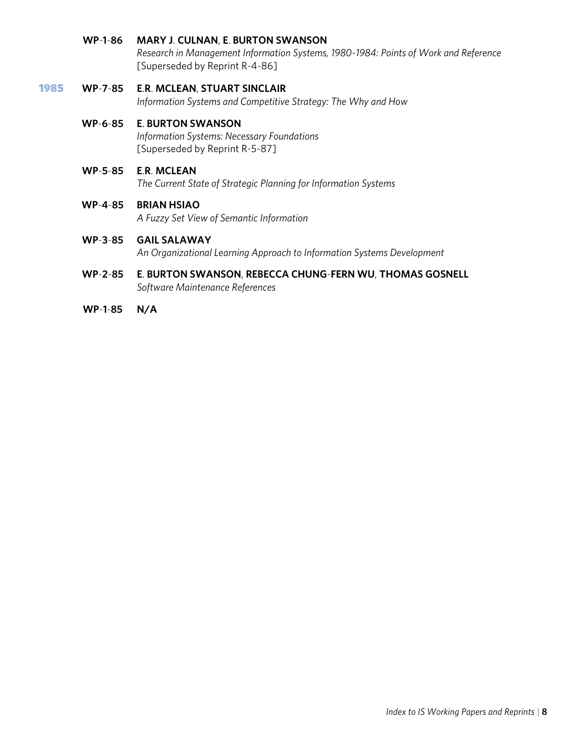**WP-1-86** **MARY J. CULNAN, E. BURTON SWANSON**
*Research in Management Information Systems, 1980-1984: Points of Work and Reference*
[Superseded by Reprint R-4-86]

## 1985

**WP-7-85** **E.R. MCLEAN, STUART SINCLAIR**
*Information Systems and Competitive Strategy: The Why and How*

**WP-6-85** **E. BURTON SWANSON**
*Information Systems: Necessary Foundations*
[Superseded by Reprint R-5-87]

**WP-5-85** **E.R. MCLEAN**
*The Current State of Strategic Planning for Information Systems*

**WP-4-85** **BRIAN HSIAO**
*A Fuzzy Set View of Semantic Information*

**WP-3-85** **GAIL SALAWAY**
*An Organizational Learning Approach to Information Systems Development*

**WP-2-85** **E. BURTON SWANSON, REBECCA CHUNG-FERN WU, THOMAS GOSNELL**
*Software Maintenance References*

**WP-1-85** **N/A**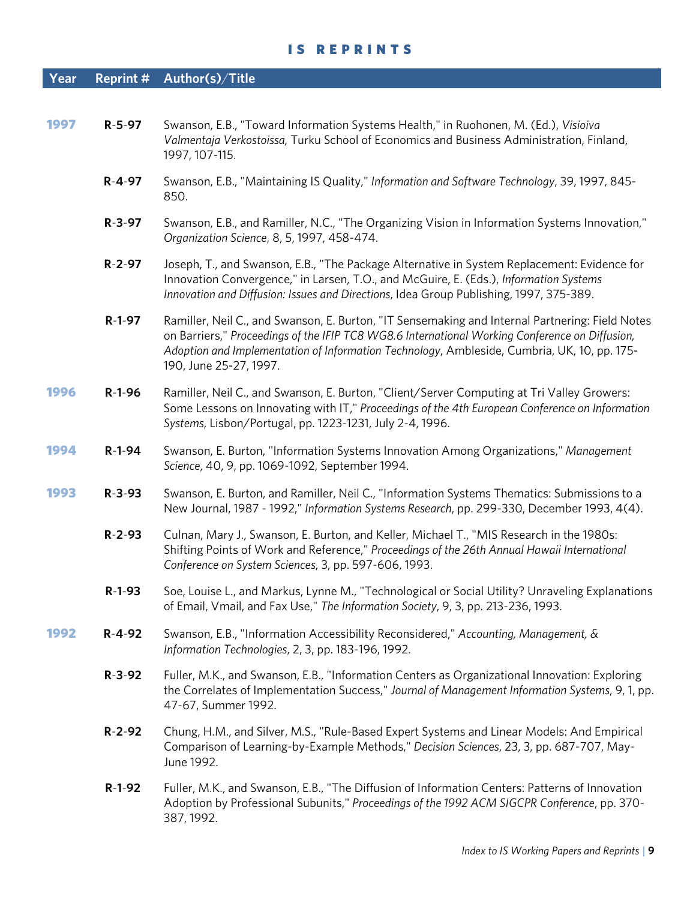## IS REPRINTS

| Year | Reprint # | Author(s)/Title |
|---|---|---|
| 1997 | R-5-97 | Swanson, E.B., "Toward Information Systems Health," in Ruohonen, M. (Ed.), *Visioiva Valmentaja Verkostoissa,* Turku School of Economics and Business Administration, Finland, 1997, 107-115. |
| | R-4-97 | Swanson, E.B., "Maintaining IS Quality," *Information and Software Technology*, 39, 1997, 845-850. |
| | R-3-97 | Swanson, E.B., and Ramiller, N.C., "The Organizing Vision in Information Systems Innovation," *Organization Science*, 8, 5, 1997, 458-474. |
| | R-2-97 | Joseph, T., and Swanson, E.B., "The Package Alternative in System Replacement: Evidence for Innovation Convergence," in Larsen, T.O., and McGuire, E. (Eds.), *Information Systems Innovation and Diffusion: Issues and Directions*, Idea Group Publishing, 1997, 375-389. |
| | R-1-97 | Ramiller, Neil C., and Swanson, E. Burton, "IT Sensemaking and Internal Partnering: Field Notes on Barriers," *Proceedings of the IFIP TC8 WG8.6 International Working Conference on Diffusion, Adoption and Implementation of Information Technology*, Ambleside, Cumbria, UK, 10, pp. 175-190, June 25-27, 1997. |
| 1996 | R-1-96 | Ramiller, Neil C., and Swanson, E. Burton, "Client/Server Computing at Tri Valley Growers: Some Lessons on Innovating with IT," *Proceedings of the 4th European Conference on Information Systems*, Lisbon/Portugal, pp. 1223-1231, July 2-4, 1996. |
| 1994 | R-1-94 | Swanson, E. Burton, "Information Systems Innovation Among Organizations," *Management Science*, 40, 9, pp. 1069-1092, September 1994. |
| 1993 | R-3-93 | Swanson, E. Burton, and Ramiller, Neil C., "Information Systems Thematics: Submissions to a New Journal, 1987 - 1992," *Information Systems Research*, pp. 299-330, December 1993, 4(4). |
| | R-2-93 | Culnan, Mary J., Swanson, E. Burton, and Keller, Michael T., "MIS Research in the 1980s: Shifting Points of Work and Reference," *Proceedings of the 26th Annual Hawaii International Conference on System Sciences*, 3, pp. 597-606, 1993. |
| | R-1-93 | Soe, Louise L., and Markus, Lynne M., "Technological or Social Utility? Unraveling Explanations of Email, Vmail, and Fax Use," *The Information Society*, 9, 3, pp. 213-236, 1993. |
| 1992 | R-4-92 | Swanson, E.B., "Information Accessibility Reconsidered," *Accounting, Management, & Information Technologies*, 2, 3, pp. 183-196, 1992. |
| | R-3-92 | Fuller, M.K., and Swanson, E.B., "Information Centers as Organizational Innovation: Exploring the Correlates of Implementation Success," *Journal of Management Information Systems*, 9, 1, pp. 47-67, Summer 1992. |
| | R-2-92 | Chung, H.M., and Silver, M.S., "Rule-Based Expert Systems and Linear Models: And Empirical Comparison of Learning-by-Example Methods," *Decision Sciences*, 23, 3, pp. 687-707, May-June 1992. |
| | R-1-92 | Fuller, M.K., and Swanson, E.B., "The Diffusion of Information Centers: Patterns of Innovation Adoption by Professional Subunits," *Proceedings of the 1992 ACM SIGCPR Conference*, pp. 370-387, 1992. |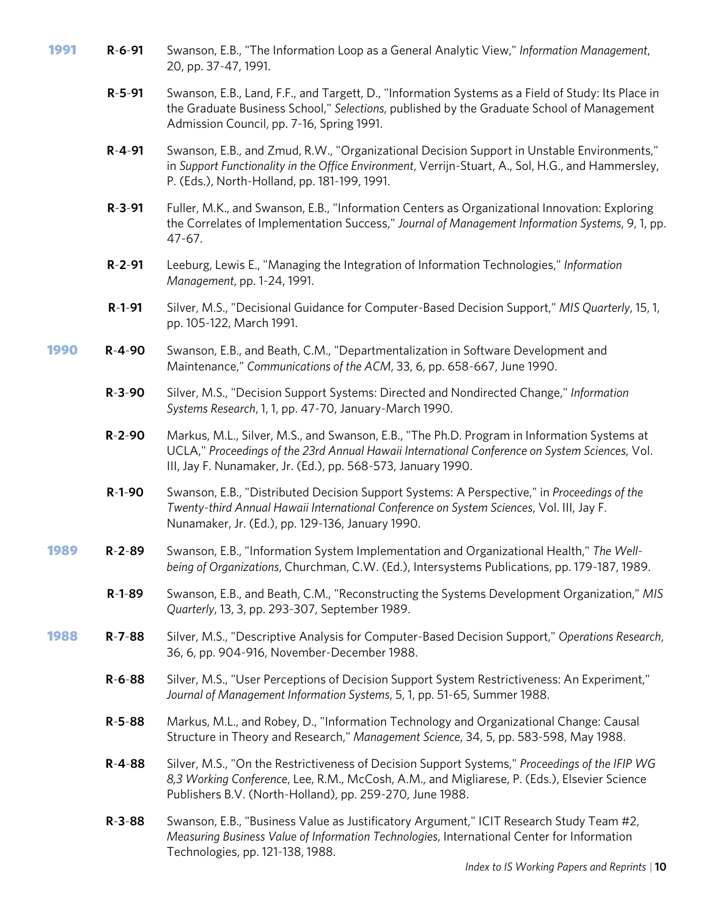**1991**

**R-6-91** Swanson, E.B., "The Information Loop as a General Analytic View," *Information Management*, 20, pp. 37-47, 1991.

**R-5-91** Swanson, E.B., Land, F.F., and Targett, D., "Information Systems as a Field of Study: Its Place in the Graduate Business School," *Selections*, published by the Graduate School of Management Admission Council, pp. 7-16, Spring 1991.

**R-4-91** Swanson, E.B., and Zmud, R.W., "Organizational Decision Support in Unstable Environments," in *Support Functionality in the Office Environment*, Verrijn-Stuart, A., Sol, H.G., and Hammersley, P. (Eds.), North-Holland, pp. 181-199, 1991.

**R-3-91** Fuller, M.K., and Swanson, E.B., "Information Centers as Organizational Innovation: Exploring the Correlates of Implementation Success," *Journal of Management Information Systems*, 9, 1, pp. 47-67.

**R-2-91** Leeburg, Lewis E., "Managing the Integration of Information Technologies," *Information Management*, pp. 1-24, 1991.

**R-1-91** Silver, M.S., "Decisional Guidance for Computer-Based Decision Support," *MIS Quarterly*, 15, 1, pp. 105-122, March 1991.

**1990**

**R-4-90** Swanson, E.B., and Beath, C.M., "Departmentalization in Software Development and Maintenance," *Communications of the ACM*, 33, 6, pp. 658-667, June 1990.

**R-3-90** Silver, M.S., "Decision Support Systems: Directed and Nondirected Change," *Information Systems Research*, 1, 1, pp. 47-70, January-March 1990.

**R-2-90** Markus, M.L., Silver, M.S., and Swanson, E.B., "The Ph.D. Program in Information Systems at UCLA," *Proceedings of the 23rd Annual Hawaii International Conference on System Sciences*, Vol. III, Jay F. Nunamaker, Jr. (Ed.), pp. 568-573, January 1990.

**R-1-90** Swanson, E.B., "Distributed Decision Support Systems: A Perspective," in *Proceedings of the Twenty-third Annual Hawaii International Conference on System Sciences*, Vol. III, Jay F. Nunamaker, Jr. (Ed.), pp. 129-136, January 1990.

**1989**

**R-2-89** Swanson, E.B., "Information System Implementation and Organizational Health," *The Well-being of Organizations*, Churchman, C.W. (Ed.), Intersystems Publications, pp. 179-187, 1989.

**R-1-89** Swanson, E.B., and Beath, C.M., "Reconstructing the Systems Development Organization," *MIS Quarterly*, 13, 3, pp. 293-307, September 1989.

**1988**

**R-7-88** Silver, M.S., "Descriptive Analysis for Computer-Based Decision Support," *Operations Research*, 36, 6, pp. 904-916, November-December 1988.

**R-6-88** Silver, M.S., "User Perceptions of Decision Support System Restrictiveness: An Experiment," *Journal of Management Information Systems*, 5, 1, pp. 51-65, Summer 1988.

**R-5-88** Markus, M.L., and Robey, D., "Information Technology and Organizational Change: Causal Structure in Theory and Research," *Management Science*, 34, 5, pp. 583-598, May 1988.

**R-4-88** Silver, M.S., "On the Restrictiveness of Decision Support Systems," *Proceedings of the IFIP WG 8,3 Working Conference*, Lee, R.M., McCosh, A.M., and Migliarese, P. (Eds.), Elsevier Science Publishers B.V. (North-Holland), pp. 259-270, June 1988.

**R-3-88** Swanson, E.B., "Business Value as Justificatory Argument," ICIT Research Study Team #2, *Measuring Business Value of Information Technologies*, International Center for Information Technologies, pp. 121-138, 1988.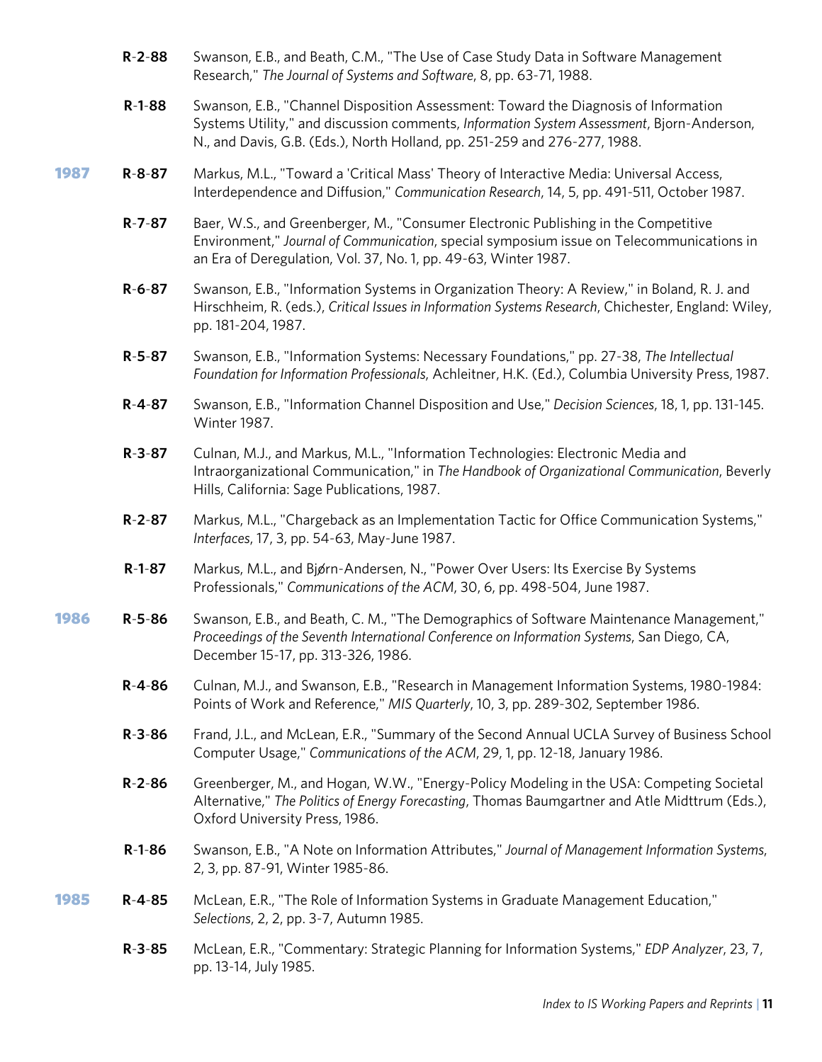**R-2-88** Swanson, E.B., and Beath, C.M., "The Use of Case Study Data in Software Management Research," *The Journal of Systems and Software*, 8, pp. 63-71, 1988.

**R-1-88** Swanson, E.B., "Channel Disposition Assessment: Toward the Diagnosis of Information Systems Utility," and discussion comments, *Information System Assessment*, Bjorn-Anderson, N., and Davis, G.B. (Eds.), North Holland, pp. 251-259 and 276-277, 1988.

## 1987

**R-8-87** Markus, M.L., "Toward a 'Critical Mass' Theory of Interactive Media: Universal Access, Interdependence and Diffusion," *Communication Research*, 14, 5, pp. 491-511, October 1987.

**R-7-87** Baer, W.S., and Greenberger, M., "Consumer Electronic Publishing in the Competitive Environment," *Journal of Communication*, special symposium issue on Telecommunications in an Era of Deregulation, Vol. 37, No. 1, pp. 49-63, Winter 1987.

**R-6-87** Swanson, E.B., "Information Systems in Organization Theory: A Review," in Boland, R. J. and Hirschheim, R. (eds.), *Critical Issues in Information Systems Research*, Chichester, England: Wiley, pp. 181-204, 1987.

**R-5-87** Swanson, E.B., "Information Systems: Necessary Foundations," pp. 27-38, *The Intellectual Foundation for Information Professionals*, Achleitner, H.K. (Ed.), Columbia University Press, 1987.

**R-4-87** Swanson, E.B., "Information Channel Disposition and Use," *Decision Sciences*, 18, 1, pp. 131-145. Winter 1987.

**R-3-87** Culnan, M.J., and Markus, M.L., "Information Technologies: Electronic Media and Intraorganizational Communication," in *The Handbook of Organizational Communication*, Beverly Hills, California: Sage Publications, 1987.

**R-2-87** Markus, M.L., "Chargeback as an Implementation Tactic for Office Communication Systems," *Interfaces*, 17, 3, pp. 54-63, May-June 1987.

**R-1-87** Markus, M.L., and Bjørn-Andersen, N., "Power Over Users: Its Exercise By Systems Professionals," *Communications of the ACM*, 30, 6, pp. 498-504, June 1987.

## 1986

**R-5-86** Swanson, E.B., and Beath, C. M., "The Demographics of Software Maintenance Management," *Proceedings of the Seventh International Conference on Information Systems*, San Diego, CA, December 15-17, pp. 313-326, 1986.

**R-4-86** Culnan, M.J., and Swanson, E.B., "Research in Management Information Systems, 1980-1984: Points of Work and Reference," *MIS Quarterly*, 10, 3, pp. 289-302, September 1986.

**R-3-86** Frand, J.L., and McLean, E.R., "Summary of the Second Annual UCLA Survey of Business School Computer Usage," *Communications of the ACM*, 29, 1, pp. 12-18, January 1986.

**R-2-86** Greenberger, M., and Hogan, W.W., "Energy-Policy Modeling in the USA: Competing Societal Alternative," *The Politics of Energy Forecasting*, Thomas Baumgartner and Atle Midttrum (Eds.), Oxford University Press, 1986.

**R-1-86** Swanson, E.B., "A Note on Information Attributes," *Journal of Management Information Systems*, 2, 3, pp. 87-91, Winter 1985-86.

## 1985

**R-4-85** McLean, E.R., "The Role of Information Systems in Graduate Management Education," *Selections*, 2, 2, pp. 3-7, Autumn 1985.

**R-3-85** McLean, E.R., "Commentary: Strategic Planning for Information Systems," *EDP Analyzer*, 23, 7, pp. 13-14, July 1985.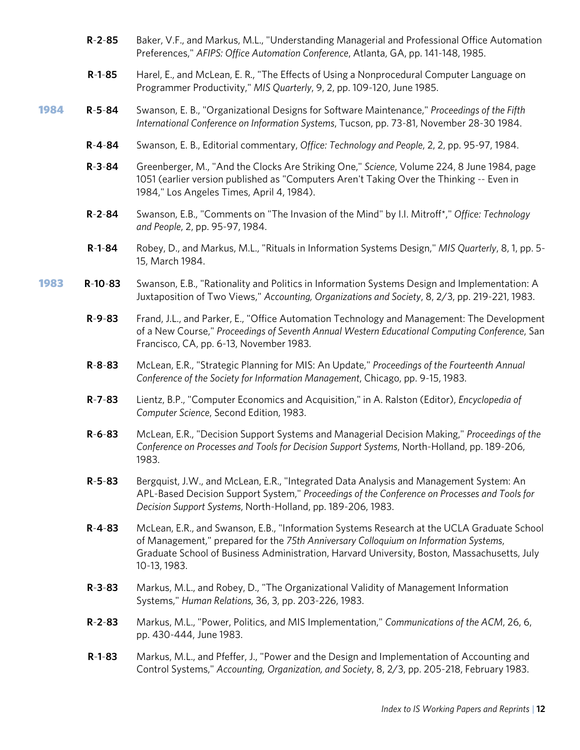**R-2-85** Baker, V.F., and Markus, M.L., "Understanding Managerial and Professional Office Automation Preferences," *AFIPS: Office Automation Conference*, Atlanta, GA, pp. 141-148, 1985.

**R-1-85** Harel, E., and McLean, E. R., "The Effects of Using a Nonprocedural Computer Language on Programmer Productivity," *MIS Quarterly*, 9, 2, pp. 109-120, June 1985.

## 1984

**R-5-84** Swanson, E. B., "Organizational Designs for Software Maintenance," *Proceedings of the Fifth International Conference on Information Systems*, Tucson, pp. 73-81, November 28-30 1984.

**R-4-84** Swanson, E. B., Editorial commentary, *Office: Technology and People*, 2, 2, pp. 95-97, 1984.

**R-3-84** Greenberger, M., "And the Clocks Are Striking One," *Science*, Volume 224, 8 June 1984, page 1051 (earlier version published as "Computers Aren't Taking Over the Thinking -- Even in 1984," Los Angeles Times, April 4, 1984).

**R-2-84** Swanson, E.B., "Comments on "The Invasion of the Mind" by I.I. Mitroff*," *Office: Technology and People*, 2, pp. 95-97, 1984.

**R-1-84** Robey, D., and Markus, M.L., "Rituals in Information Systems Design," *MIS Quarterly*, 8, 1, pp. 5-15, March 1984.

## 1983

**R-10-83** Swanson, E.B., "Rationality and Politics in Information Systems Design and Implementation: A Juxtaposition of Two Views," *Accounting, Organizations and Society*, 8, 2/3, pp. 219-221, 1983.

**R-9-83** Frand, J.L., and Parker, E., "Office Automation Technology and Management: The Development of a New Course," *Proceedings of Seventh Annual Western Educational Computing Conference*, San Francisco, CA, pp. 6-13, November 1983.

**R-8-83** McLean, E.R., "Strategic Planning for MIS: An Update," *Proceedings of the Fourteenth Annual Conference of the Society for Information Management*, Chicago, pp. 9-15, 1983.

**R-7-83** Lientz, B.P., "Computer Economics and Acquisition," in A. Ralston (Editor), *Encyclopedia of Computer Science*, Second Edition, 1983.

**R-6-83** McLean, E.R., "Decision Support Systems and Managerial Decision Making," *Proceedings of the Conference on Processes and Tools for Decision Support Systems*, North-Holland, pp. 189-206, 1983.

**R-5-83** Bergquist, J.W., and McLean, E.R., "Integrated Data Analysis and Management System: An APL-Based Decision Support System," *Proceedings of the Conference on Processes and Tools for Decision Support Systems*, North-Holland, pp. 189-206, 1983.

**R-4-83** McLean, E.R., and Swanson, E.B., "Information Systems Research at the UCLA Graduate School of Management," prepared for the *75th Anniversary Colloquium on Information Systems*, Graduate School of Business Administration, Harvard University, Boston, Massachusetts, July 10-13, 1983.

**R-3-83** Markus, M.L., and Robey, D., "The Organizational Validity of Management Information Systems," *Human Relations*, 36, 3, pp. 203-226, 1983.

**R-2-83** Markus, M.L., "Power, Politics, and MIS Implementation," *Communications of the ACM*, 26, 6, pp. 430-444, June 1983.

**R-1-83** Markus, M.L., and Pfeffer, J., "Power and the Design and Implementation of Accounting and Control Systems," *Accounting, Organization, and Society*, 8, 2/3, pp. 205-218, February 1983.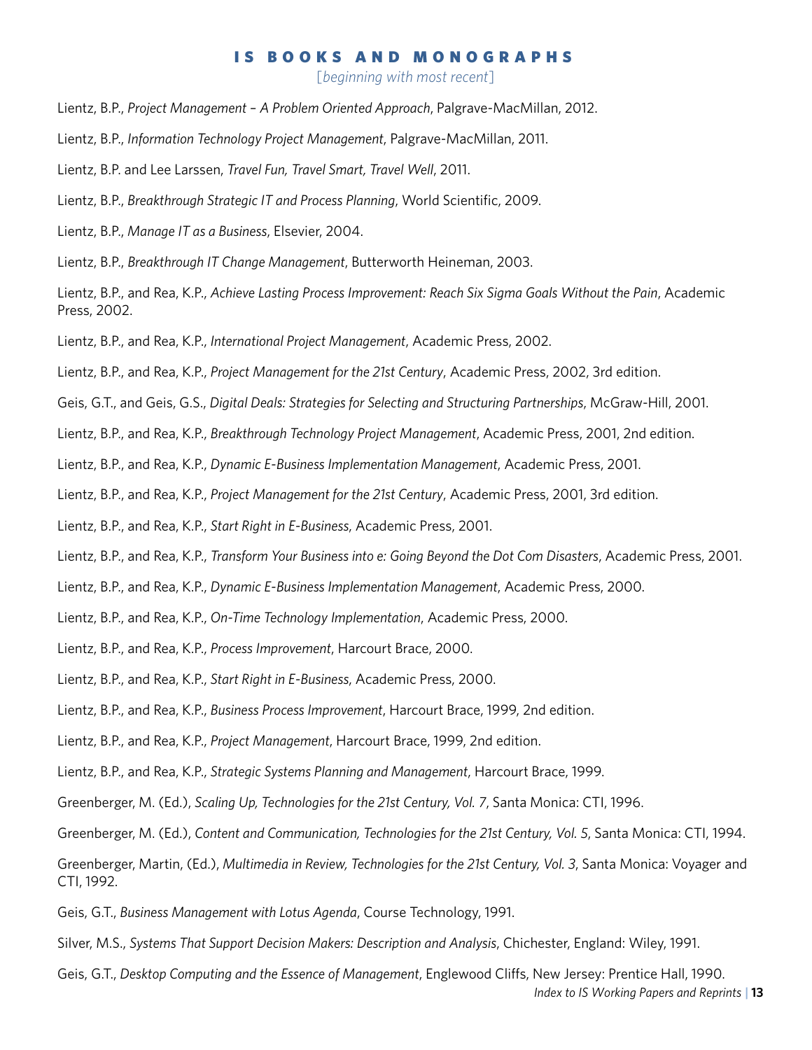# IS BOOKS AND MONOGRAPHS

[*beginning with most recent*]

Lientz, B.P., *Project Management – A Problem Oriented Approach*, Palgrave-MacMillan, 2012.

Lientz, B.P., *Information Technology Project Management*, Palgrave-MacMillan, 2011.

Lientz, B.P. and Lee Larssen, *Travel Fun, Travel Smart, Travel Well*, 2011.

Lientz, B.P., *Breakthrough Strategic IT and Process Planning*, World Scientific, 2009.

Lientz, B.P., *Manage IT as a Business*, Elsevier, 2004.

Lientz, B.P., *Breakthrough IT Change Management*, Butterworth Heineman, 2003.

Lientz, B.P., and Rea, K.P., *Achieve Lasting Process Improvement: Reach Six Sigma Goals Without the Pain*, Academic Press, 2002.

Lientz, B.P., and Rea, K.P., *International Project Management*, Academic Press, 2002.

Lientz, B.P., and Rea, K.P., *Project Management for the 21st Century*, Academic Press, 2002, 3rd edition.

Geis, G.T., and Geis, G.S., *Digital Deals: Strategies for Selecting and Structuring Partnerships*, McGraw-Hill, 2001.

Lientz, B.P., and Rea, K.P., *Breakthrough Technology Project Management*, Academic Press, 2001, 2nd edition.

Lientz, B.P., and Rea, K.P., *Dynamic E-Business Implementation Management*, Academic Press, 2001.

Lientz, B.P., and Rea, K.P., *Project Management for the 21st Century*, Academic Press, 2001, 3rd edition.

Lientz, B.P., and Rea, K.P., *Start Right in E-Business*, Academic Press, 2001.

Lientz, B.P., and Rea, K.P., *Transform Your Business into e: Going Beyond the Dot Com Disasters*, Academic Press, 2001.

Lientz, B.P., and Rea, K.P., *Dynamic E-Business Implementation Management*, Academic Press, 2000.

Lientz, B.P., and Rea, K.P., *On-Time Technology Implementation*, Academic Press, 2000.

Lientz, B.P., and Rea, K.P., *Process Improvement*, Harcourt Brace, 2000.

Lientz, B.P., and Rea, K.P., *Start Right in E-Business*, Academic Press, 2000.

Lientz, B.P., and Rea, K.P., *Business Process Improvement*, Harcourt Brace, 1999, 2nd edition.

Lientz, B.P., and Rea, K.P., *Project Management*, Harcourt Brace, 1999, 2nd edition.

Lientz, B.P., and Rea, K.P., *Strategic Systems Planning and Management*, Harcourt Brace, 1999.

Greenberger, M. (Ed.), *Scaling Up, Technologies for the 21st Century, Vol. 7*, Santa Monica: CTI, 1996.

Greenberger, M. (Ed.), *Content and Communication, Technologies for the 21st Century, Vol. 5*, Santa Monica: CTI, 1994.

Greenberger, Martin, (Ed.), *Multimedia in Review, Technologies for the 21st Century, Vol. 3*, Santa Monica: Voyager and CTI, 1992.

Geis, G.T., *Business Management with Lotus Agenda*, Course Technology, 1991.

Silver, M.S., *Systems That Support Decision Makers: Description and Analysis*, Chichester, England: Wiley, 1991.

Geis, G.T., *Desktop Computing and the Essence of Management*, Englewood Cliffs, New Jersey: Prentice Hall, 1990.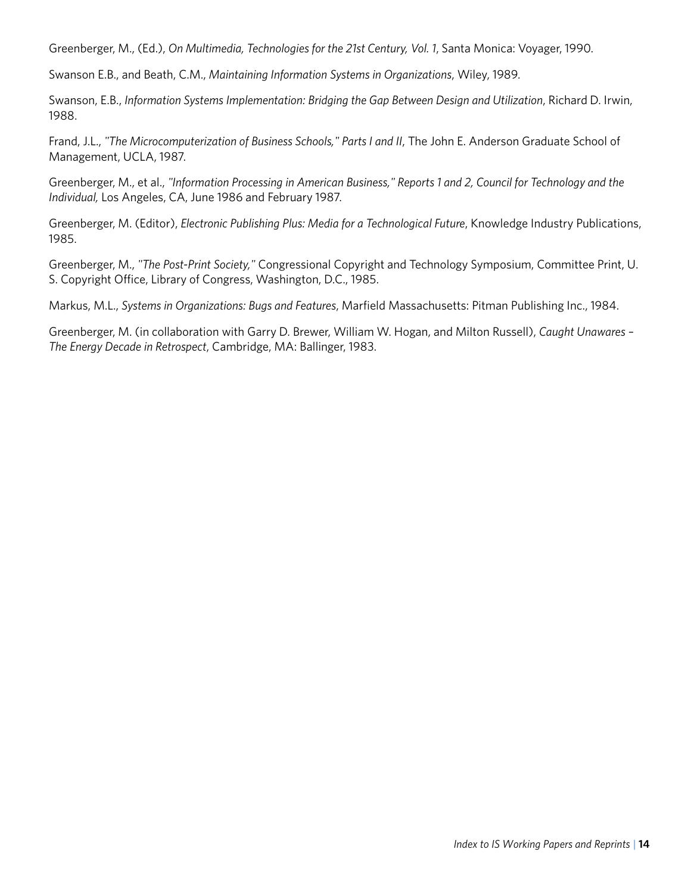Greenberger, M., (Ed.), *On Multimedia, Technologies for the 21st Century, Vol. 1*, Santa Monica: Voyager, 1990.

Swanson E.B., and Beath, C.M., *Maintaining Information Systems in Organizations*, Wiley, 1989.

Swanson, E.B., *Information Systems Implementation: Bridging the Gap Between Design and Utilization*, Richard D. Irwin, 1988.

Frand, J.L., *"The Microcomputerization of Business Schools," Parts I and II*, The John E. Anderson Graduate School of Management, UCLA, 1987.

Greenberger, M., et al., *"Information Processing in American Business," Reports 1 and 2, Council for Technology and the Individual,* Los Angeles, CA, June 1986 and February 1987.

Greenberger, M. (Editor), *Electronic Publishing Plus: Media for a Technological Future*, Knowledge Industry Publications, 1985.

Greenberger, M., *"The Post-Print Society,"* Congressional Copyright and Technology Symposium, Committee Print, U. S. Copyright Office, Library of Congress, Washington, D.C., 1985.

Markus, M.L., *Systems in Organizations: Bugs and Features*, Marfield Massachusetts: Pitman Publishing Inc., 1984.

Greenberger, M. (in collaboration with Garry D. Brewer, William W. Hogan, and Milton Russell), *Caught Unawares – The Energy Decade in Retrospect*, Cambridge, MA: Ballinger, 1983.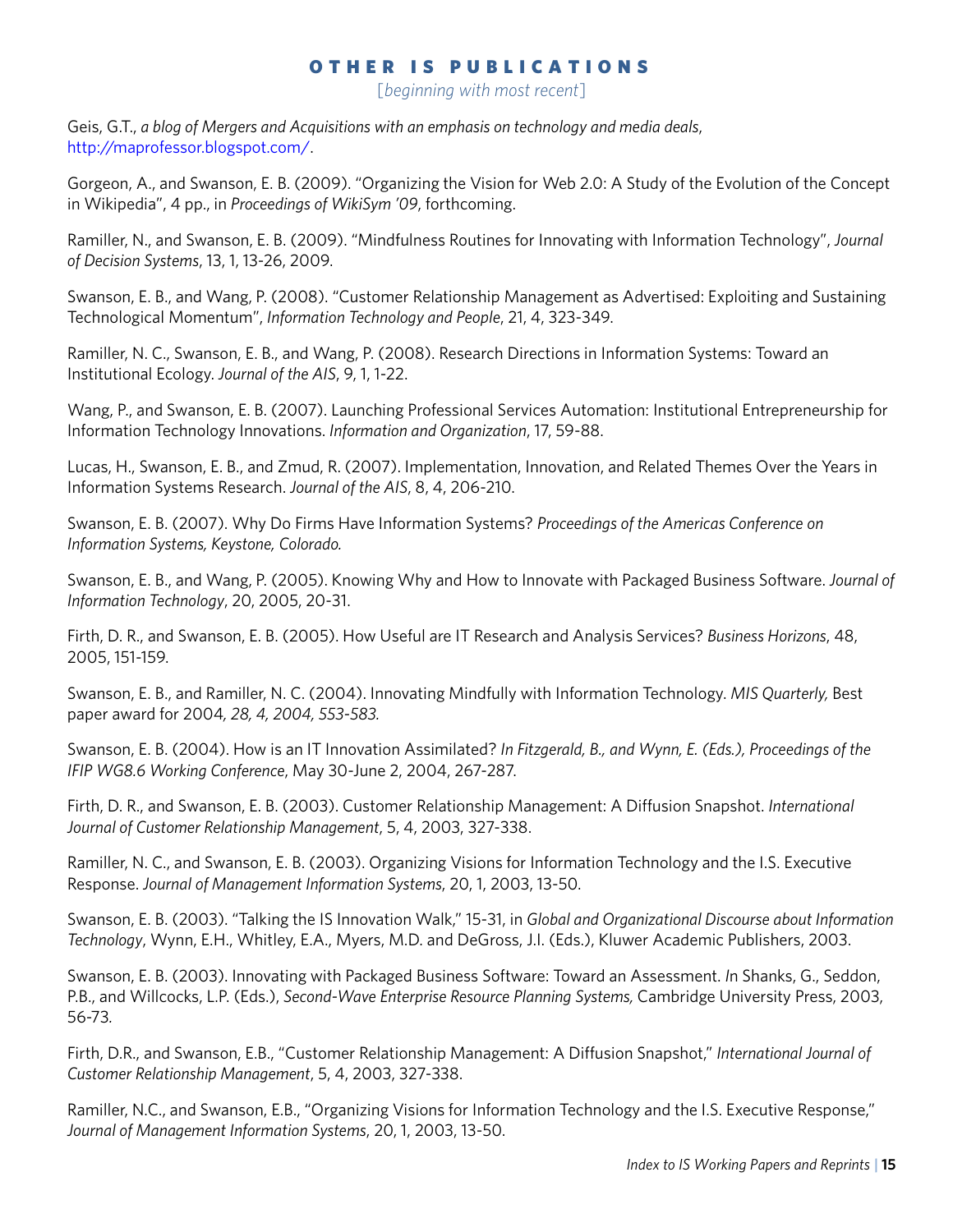# OTHER IS PUBLICATIONS

[*beginning with most recent*]

Geis, G.T., *a blog of Mergers and Acquisitions with an emphasis on technology and media deals*, http://maprofessor.blogspot.com/.

Gorgeon, A., and Swanson, E. B. (2009). "Organizing the Vision for Web 2.0: A Study of the Evolution of the Concept in Wikipedia", 4 pp., in *Proceedings of WikiSym '09*, forthcoming.

Ramiller, N., and Swanson, E. B. (2009). "Mindfulness Routines for Innovating with Information Technology", *Journal of Decision Systems*, 13, 1, 13-26, 2009.

Swanson, E. B., and Wang, P. (2008). "Customer Relationship Management as Advertised: Exploiting and Sustaining Technological Momentum", *Information Technology and People*, 21, 4, 323-349.

Ramiller, N. C., Swanson, E. B., and Wang, P. (2008). Research Directions in Information Systems: Toward an Institutional Ecology. *Journal of the AIS*, 9, 1, 1-22.

Wang, P., and Swanson, E. B. (2007). Launching Professional Services Automation: Institutional Entrepreneurship for Information Technology Innovations. *Information and Organization*, 17, 59-88.

Lucas, H., Swanson, E. B., and Zmud, R. (2007). Implementation, Innovation, and Related Themes Over the Years in Information Systems Research. *Journal of the AIS*, 8, 4, 206-210.

Swanson, E. B. (2007). Why Do Firms Have Information Systems? *Proceedings of the Americas Conference on Information Systems, Keystone, Colorado.*

Swanson, E. B., and Wang, P. (2005). Knowing Why and How to Innovate with Packaged Business Software. *Journal of Information Technology*, 20, 2005, 20-31.

Firth, D. R., and Swanson, E. B. (2005). How Useful are IT Research and Analysis Services? *Business Horizons*, 48, 2005, 151-159.

Swanson, E. B., and Ramiller, N. C. (2004). Innovating Mindfully with Information Technology. *MIS Quarterly,* Best paper award for 2004*, 28, 4, 2004, 553-583.*

Swanson, E. B. (2004). How is an IT Innovation Assimilated? *In Fitzgerald, B., and Wynn, E. (Eds.), Proceedings of the IFIP WG8.6 Working Conference*, May 30-June 2, 2004, 267-287.

Firth, D. R., and Swanson, E. B. (2003). Customer Relationship Management: A Diffusion Snapshot. *International Journal of Customer Relationship Management*, 5, 4, 2003, 327-338.

Ramiller, N. C., and Swanson, E. B. (2003). Organizing Visions for Information Technology and the I.S. Executive Response. *Journal of Management Information Systems*, 20, 1, 2003, 13-50.

Swanson, E. B. (2003). "Talking the IS Innovation Walk," 15-31, in *Global and Organizational Discourse about Information Technology*, Wynn, E.H., Whitley, E.A., Myers, M.D. and DeGross, J.I. (Eds.), Kluwer Academic Publishers, 2003.

Swanson, E. B. (2003). Innovating with Packaged Business Software: Toward an Assessment. *I*n Shanks, G., Seddon, P.B., and Willcocks, L.P. (Eds.), *Second-Wave Enterprise Resource Planning Systems,* Cambridge University Press, 2003, 56-73*.*

Firth, D.R., and Swanson, E.B., "Customer Relationship Management: A Diffusion Snapshot," *International Journal of Customer Relationship Management*, 5, 4, 2003, 327-338.

Ramiller, N.C., and Swanson, E.B., "Organizing Visions for Information Technology and the I.S. Executive Response," *Journal of Management Information Systems*, 20, 1, 2003, 13-50.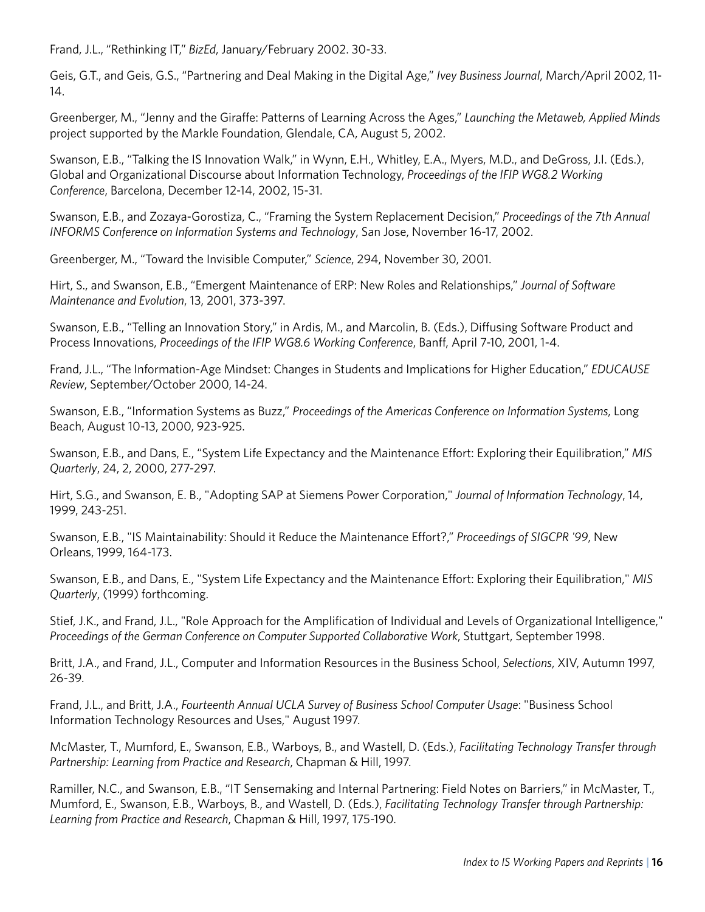Frand, J.L., "Rethinking IT," *BizEd*, January/February 2002. 30-33.

Geis, G.T., and Geis, G.S., "Partnering and Deal Making in the Digital Age," *Ivey Business Journal*, March/April 2002, 11-14.

Greenberger, M., "Jenny and the Giraffe: Patterns of Learning Across the Ages," *Launching the Metaweb, Applied Minds* project supported by the Markle Foundation, Glendale, CA, August 5, 2002.

Swanson, E.B., "Talking the IS Innovation Walk," in Wynn, E.H., Whitley, E.A., Myers, M.D., and DeGross, J.I. (Eds.), Global and Organizational Discourse about Information Technology, *Proceedings of the IFIP WG8.2 Working Conference*, Barcelona, December 12-14, 2002, 15-31.

Swanson, E.B., and Zozaya-Gorostiza, C., "Framing the System Replacement Decision," *Proceedings of the 7th Annual INFORMS Conference on Information Systems and Technology*, San Jose, November 16-17, 2002.

Greenberger, M., "Toward the Invisible Computer," *Science*, 294, November 30, 2001.

Hirt, S., and Swanson, E.B., "Emergent Maintenance of ERP: New Roles and Relationships," *Journal of Software Maintenance and Evolution*, 13, 2001, 373-397.

Swanson, E.B., "Telling an Innovation Story," in Ardis, M., and Marcolin, B. (Eds.), Diffusing Software Product and Process Innovations, *Proceedings of the IFIP WG8.6 Working Conference*, Banff, April 7-10, 2001, 1-4.

Frand, J.L., "The Information-Age Mindset: Changes in Students and Implications for Higher Education," *EDUCAUSE Review*, September/October 2000, 14-24.

Swanson, E.B., "Information Systems as Buzz," *Proceedings of the Americas Conference on Information Systems*, Long Beach, August 10-13, 2000, 923-925.

Swanson, E.B., and Dans, E., "System Life Expectancy and the Maintenance Effort: Exploring their Equilibration," *MIS Quarterly*, 24, 2, 2000, 277-297.

Hirt, S.G., and Swanson, E. B., "Adopting SAP at Siemens Power Corporation," *Journal of Information Technology*, 14, 1999, 243-251.

Swanson, E.B., "IS Maintainability: Should it Reduce the Maintenance Effort?," *Proceedings of SIGCPR '99*, New Orleans, 1999, 164-173.

Swanson, E.B., and Dans, E., "System Life Expectancy and the Maintenance Effort: Exploring their Equilibration," *MIS Quarterly*, (1999) forthcoming.

Stief, J.K., and Frand, J.L., "Role Approach for the Amplification of Individual and Levels of Organizational Intelligence," *Proceedings of the German Conference on Computer Supported Collaborative Work*, Stuttgart, September 1998.

Britt, J.A., and Frand, J.L., Computer and Information Resources in the Business School, *Selections*, XIV, Autumn 1997, 26-39.

Frand, J.L., and Britt, J.A., *Fourteenth Annual UCLA Survey of Business School Computer Usage*: "Business School Information Technology Resources and Uses," August 1997.

McMaster, T., Mumford, E., Swanson, E.B., Warboys, B., and Wastell, D. (Eds.), *Facilitating Technology Transfer through Partnership: Learning from Practice and Research*, Chapman & Hill, 1997.

Ramiller, N.C., and Swanson, E.B., "IT Sensemaking and Internal Partnering: Field Notes on Barriers," in McMaster, T., Mumford, E., Swanson, E.B., Warboys, B., and Wastell, D. (Eds.), *Facilitating Technology Transfer through Partnership: Learning from Practice and Research*, Chapman & Hill, 1997, 175-190.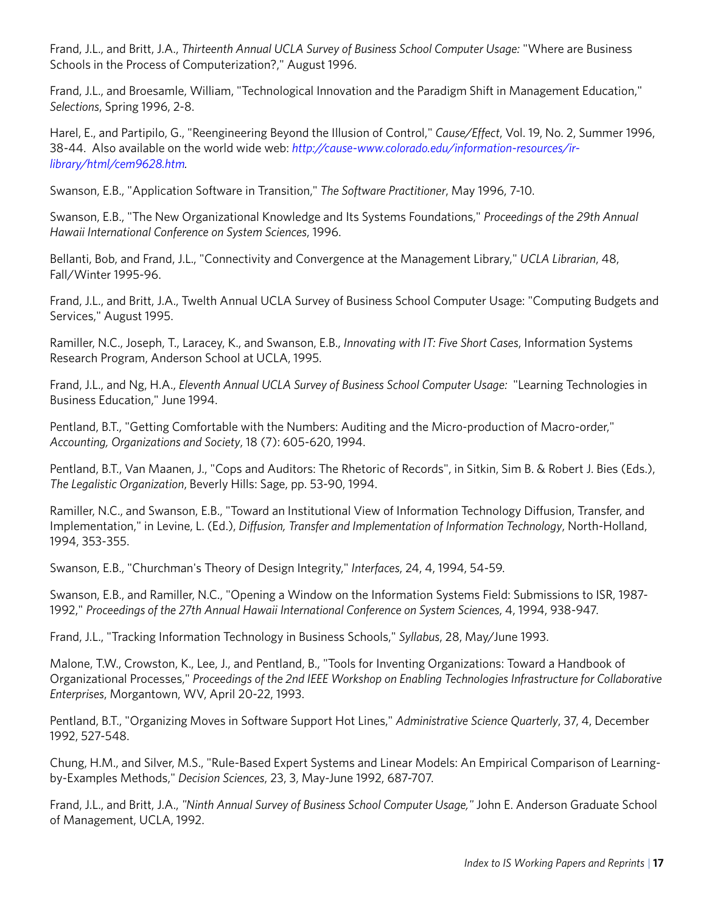Frand, J.L., and Britt, J.A., *Thirteenth Annual UCLA Survey of Business School Computer Usage:* "Where are Business Schools in the Process of Computerization?," August 1996.

Frand, J.L., and Broesamle, William, "Technological Innovation and the Paradigm Shift in Management Education," *Selections*, Spring 1996, 2-8.

Harel, E., and Partipilo, G., "Reengineering Beyond the Illusion of Control," *Cause/Effect*, Vol. 19, No. 2, Summer 1996, 38-44. Also available on the world wide web: *http://cause-www.colorado.edu/information-resources/ir-library/html/cem9628.htm.*

Swanson, E.B., "Application Software in Transition," *The Software Practitioner*, May 1996, 7-10.

Swanson, E.B., "The New Organizational Knowledge and Its Systems Foundations," *Proceedings of the 29th Annual Hawaii International Conference on System Sciences*, 1996.

Bellanti, Bob, and Frand, J.L., "Connectivity and Convergence at the Management Library," *UCLA Librarian*, 48, Fall/Winter 1995-96.

Frand, J.L., and Britt, J.A., Twelth Annual UCLA Survey of Business School Computer Usage: "Computing Budgets and Services," August 1995.

Ramiller, N.C., Joseph, T., Laracey, K., and Swanson, E.B., *Innovating with IT: Five Short Cases*, Information Systems Research Program, Anderson School at UCLA, 1995.

Frand, J.L., and Ng, H.A., *Eleventh Annual UCLA Survey of Business School Computer Usage:* "Learning Technologies in Business Education," June 1994.

Pentland, B.T., "Getting Comfortable with the Numbers: Auditing and the Micro-production of Macro-order," *Accounting, Organizations and Society*, 18 (7): 605-620, 1994.

Pentland, B.T., Van Maanen, J., "Cops and Auditors: The Rhetoric of Records", in Sitkin, Sim B. & Robert J. Bies (Eds.), *The Legalistic Organization*, Beverly Hills: Sage, pp. 53-90, 1994.

Ramiller, N.C., and Swanson, E.B., "Toward an Institutional View of Information Technology Diffusion, Transfer, and Implementation," in Levine, L. (Ed.), *Diffusion, Transfer and Implementation of Information Technology*, North-Holland, 1994, 353-355.

Swanson, E.B., "Churchman's Theory of Design Integrity," *Interfaces*, 24, 4, 1994, 54-59.

Swanson, E.B., and Ramiller, N.C., "Opening a Window on the Information Systems Field: Submissions to ISR, 1987-1992," *Proceedings of the 27th Annual Hawaii International Conference on System Sciences*, 4, 1994, 938-947.

Frand, J.L., "Tracking Information Technology in Business Schools," *Syllabus*, 28, May/June 1993.

Malone, T.W., Crowston, K., Lee, J., and Pentland, B., "Tools for Inventing Organizations: Toward a Handbook of Organizational Processes," *Proceedings of the 2nd IEEE Workshop on Enabling Technologies Infrastructure for Collaborative Enterprises*, Morgantown, WV, April 20-22, 1993.

Pentland, B.T., "Organizing Moves in Software Support Hot Lines," *Administrative Science Quarterly*, 37, 4, December 1992, 527-548.

Chung, H.M., and Silver, M.S., "Rule-Based Expert Systems and Linear Models: An Empirical Comparison of Learning-by-Examples Methods," *Decision Sciences*, 23, 3, May-June 1992, 687-707.

Frand, J.L., and Britt, J.A., *"Ninth Annual Survey of Business School Computer Usage,"* John E. Anderson Graduate School of Management, UCLA, 1992.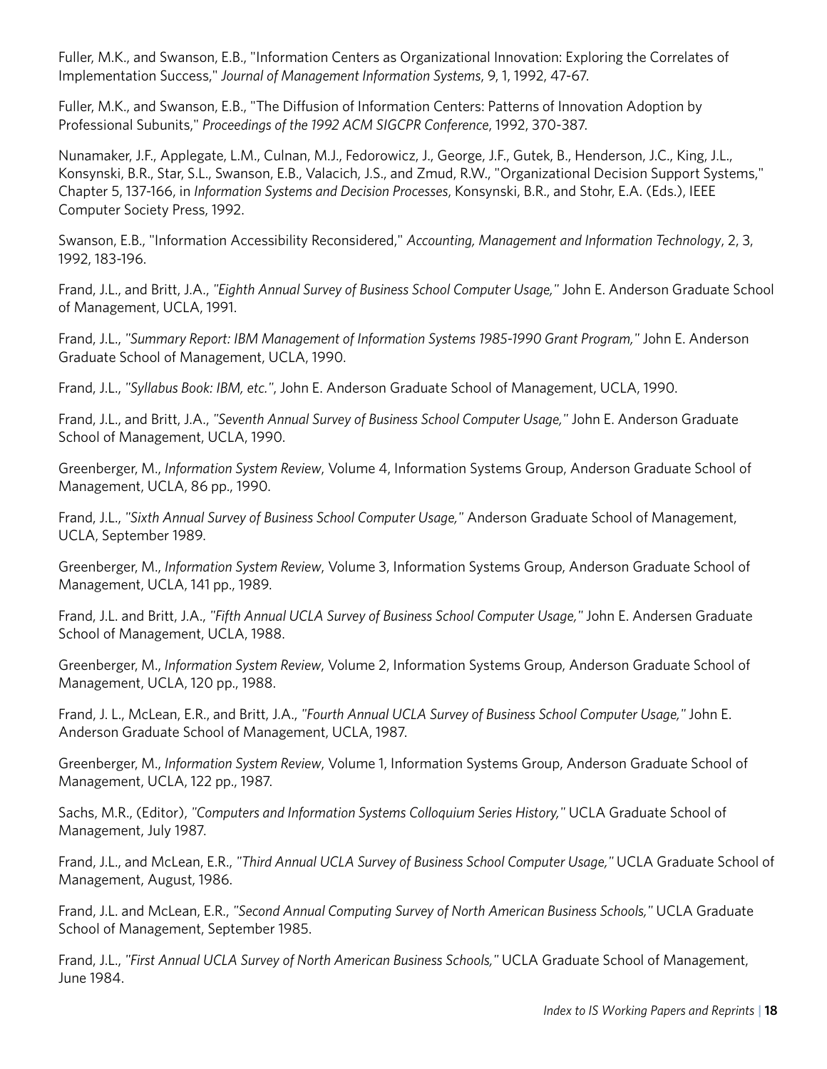Fuller, M.K., and Swanson, E.B., "Information Centers as Organizational Innovation: Exploring the Correlates of Implementation Success," *Journal of Management Information Systems*, 9, 1, 1992, 47-67.

Fuller, M.K., and Swanson, E.B., "The Diffusion of Information Centers: Patterns of Innovation Adoption by Professional Subunits," *Proceedings of the 1992 ACM SIGCPR Conference*, 1992, 370-387.

Nunamaker, J.F., Applegate, L.M., Culnan, M.J., Fedorowicz, J., George, J.F., Gutek, B., Henderson, J.C., King, J.L., Konsynski, B.R., Star, S.L., Swanson, E.B., Valacich, J.S., and Zmud, R.W., "Organizational Decision Support Systems," Chapter 5, 137-166, in *Information Systems and Decision Processes*, Konsynski, B.R., and Stohr, E.A. (Eds.), IEEE Computer Society Press, 1992.

Swanson, E.B., "Information Accessibility Reconsidered," *Accounting, Management and Information Technology*, 2, 3, 1992, 183-196.

Frand, J.L., and Britt, J.A., *"Eighth Annual Survey of Business School Computer Usage,"* John E. Anderson Graduate School of Management, UCLA, 1991.

Frand, J.L., *"Summary Report: IBM Management of Information Systems 1985-1990 Grant Program,"* John E. Anderson Graduate School of Management, UCLA, 1990.

Frand, J.L., *"Syllabus Book: IBM, etc."*, John E. Anderson Graduate School of Management, UCLA, 1990.

Frand, J.L., and Britt, J.A., *"Seventh Annual Survey of Business School Computer Usage,"* John E. Anderson Graduate School of Management, UCLA, 1990.

Greenberger, M., *Information System Review*, Volume 4, Information Systems Group, Anderson Graduate School of Management, UCLA, 86 pp., 1990.

Frand, J.L., *"Sixth Annual Survey of Business School Computer Usage,"* Anderson Graduate School of Management, UCLA, September 1989.

Greenberger, M., *Information System Review*, Volume 3, Information Systems Group, Anderson Graduate School of Management, UCLA, 141 pp., 1989.

Frand, J.L. and Britt, J.A., *"Fifth Annual UCLA Survey of Business School Computer Usage,"* John E. Andersen Graduate School of Management, UCLA, 1988.

Greenberger, M., *Information System Review*, Volume 2, Information Systems Group, Anderson Graduate School of Management, UCLA, 120 pp., 1988.

Frand, J. L., McLean, E.R., and Britt, J.A., *"Fourth Annual UCLA Survey of Business School Computer Usage,"* John E. Anderson Graduate School of Management, UCLA, 1987.

Greenberger, M., *Information System Review*, Volume 1, Information Systems Group, Anderson Graduate School of Management, UCLA, 122 pp., 1987.

Sachs, M.R., (Editor), *"Computers and Information Systems Colloquium Series History,"* UCLA Graduate School of Management, July 1987.

Frand, J.L., and McLean, E.R., *"Third Annual UCLA Survey of Business School Computer Usage,"* UCLA Graduate School of Management, August, 1986.

Frand, J.L. and McLean, E.R., *"Second Annual Computing Survey of North American Business Schools,"* UCLA Graduate School of Management, September 1985.

Frand, J.L., *"First Annual UCLA Survey of North American Business Schools,"* UCLA Graduate School of Management, June 1984.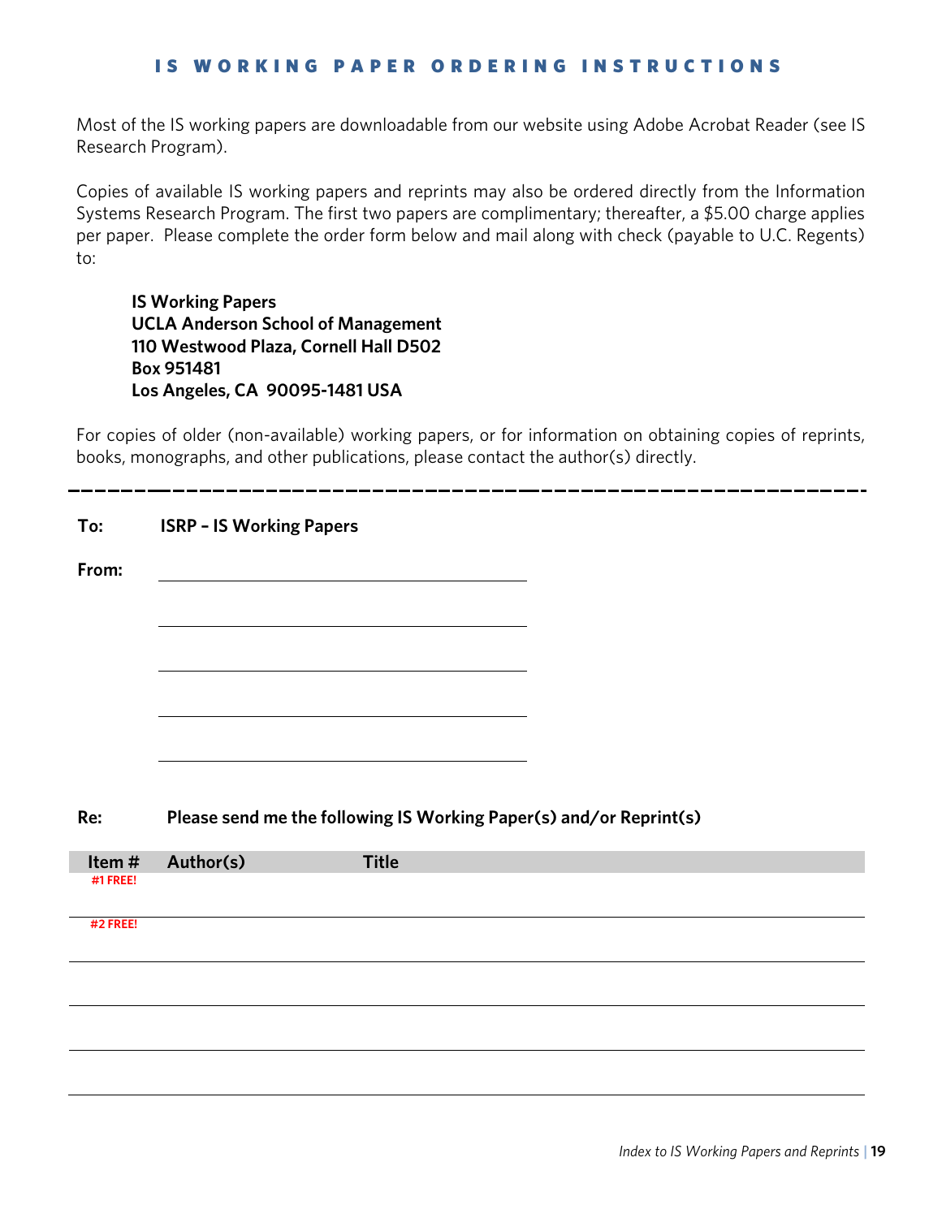## IS WORKING PAPER ORDERING INSTRUCTIONS

Most of the IS working papers are downloadable from our website using Adobe Acrobat Reader (see IS Research Program).

Copies of available IS working papers and reprints may also be ordered directly from the Information Systems Research Program. The first two papers are complimentary; thereafter, a $5.00 charge applies per paper. Please complete the order form below and mail along with check (payable to U.C. Regents) to:

> **IS Working Papers**
> **UCLA Anderson School of Management**
> **110 Westwood Plaza, Cornell Hall D502**
> **Box 951481**
> **Los Angeles, CA 90095-1481 USA**

For copies of older (non-available) working papers, or for information on obtaining copies of reprints, books, monographs, and other publications, please contact the author(s) directly.

---

**To:** **ISRP – IS Working Papers**

**From:** \_\_\_\_\_\_\_\_\_\_\_\_\_\_\_\_\_\_\_\_\_\_\_\_\_\_\_\_\_\_\_\_\_\_\_\_\_\_

\_\_\_\_\_\_\_\_\_\_\_\_\_\_\_\_\_\_\_\_\_\_\_\_\_\_\_\_\_\_\_\_\_\_\_\_\_\_

\_\_\_\_\_\_\_\_\_\_\_\_\_\_\_\_\_\_\_\_\_\_\_\_\_\_\_\_\_\_\_\_\_\_\_\_\_\_

\_\_\_\_\_\_\_\_\_\_\_\_\_\_\_\_\_\_\_\_\_\_\_\_\_\_\_\_\_\_\_\_\_\_\_\_\_\_

\_\_\_\_\_\_\_\_\_\_\_\_\_\_\_\_\_\_\_\_\_\_\_\_\_\_\_\_\_\_\_\_\_\_\_\_\_\_

**Re:** **Please send me the following IS Working Paper(s) and/or Reprint(s)**

| Item # | Author(s) | Title |
|---|---|---|
| #1 FREE! | | |
| #2 FREE! | | |
| | | |
| | | |
| | | |